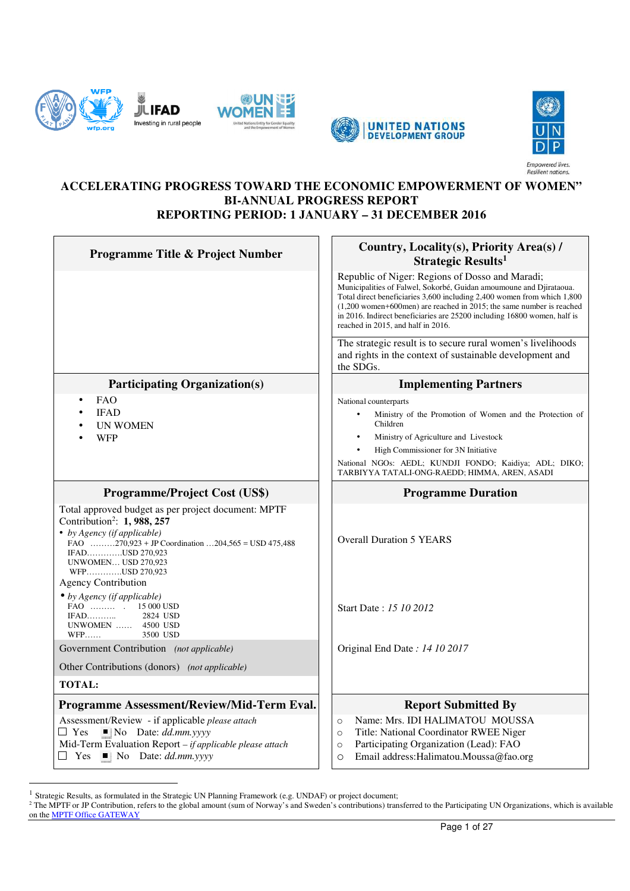# ACCELERATING PROGRESS TOWARD THE ECONOMIC EMPOWERMENT OF WOMEN"
## BI-ANNUAL PROGRESS REPORT
## REPORTING PERIOD: 1 JANUARY – 31 DECEMBER 2016

| Programme Title & Project Number | Country, Locality(s), Priority Area(s) / Strategic Results[1] |
|---|---|
| | Republic of Niger: Regions of Dosso and Maradi; Municipalities of Falwel, Sokorbé, Guidan amoumoune and Djirataoua. Total direct beneficiaries 3,600 including 2,400 women from which 1,800 (1,200 women+600men) are reached in 2015; the same number is reached in 2016. Indirect beneficiaries are 25200 including 16800 women, half is reached in 2015, and half in 2016. <br><br> The strategic result is to secure rural women's livelihoods and rights in the context of sustainable development and the SDGs. |
| **Participating Organization(s)** | **Implementing Partners** |
| • FAO <br> • IFAD <br> • UN WOMEN <br> • WFP | National counterparts <br> • Ministry of the Promotion of Women and the Protection of Children <br> • Ministry of Agriculture and Livestock <br> • High Commissioner for 3N Initiative <br> National NGOs: AEDL; KUNDJI FONDO; Kaidiya; ADL; DIKO; TARBIYYA TATALI-ONG-RAEDD; HIMMA, AREN, ASADI |
| **Programme/Project Cost (US$)** | **Programme Duration** |
| Total approved budget as per project document: MPTF Contribution[2]: **1, 988, 257** <br> • *by Agency (if applicable)* <br> FAO ………270,923 + JP Coordination …204,565 = USD 475,488 <br> IFAD…………USD 270,923 <br> UNWOMEN… USD 270,923 <br> WFP…………USD 270,923 <br> Agency Contribution <br> • *by Agency (if applicable)* <br> FAO ……… . 15 000 USD <br> IFAD……….. 2824 USD <br> UNWOMEN …… 4500 USD <br> WFP…… 3500 USD | Overall Duration 5 YEARS <br><br> Start Date : *15 10 2012* |
| Government Contribution *(not applicable)* <br><br> Other Contributions (donors) *(not applicable)* | Original End Date : *14 10 2017* |
| **TOTAL:** | |
| **Programme Assessment/Review/Mid-Term Eval.** | **Report Submitted By** |
| Assessment/Review - if applicable *please attach* <br> ☐ Yes ■ No Date: *dd.mm.yyyy* <br> Mid-Term Evaluation Report – *if applicable please attach* <br> ☐ Yes ■ No Date: *dd.mm.yyyy* | ○ Name: Mrs. IDI HALIMATOU MOUSSA <br> ○ Title: National Coordinator RWEE Niger <br> ○ Participating Organization (Lead): FAO <br> ○ Email address:Halimatou.Moussa@fao.org |

[1] Strategic Results, as formulated in the Strategic UN Planning Framework (e.g. UNDAF) or project document;

[2] The MPTF or JP Contribution, refers to the global amount (sum of Norway's and Sweden's contributions) transferred to the Participating UN Organizations, which is available on the MPTF Office GATEWAY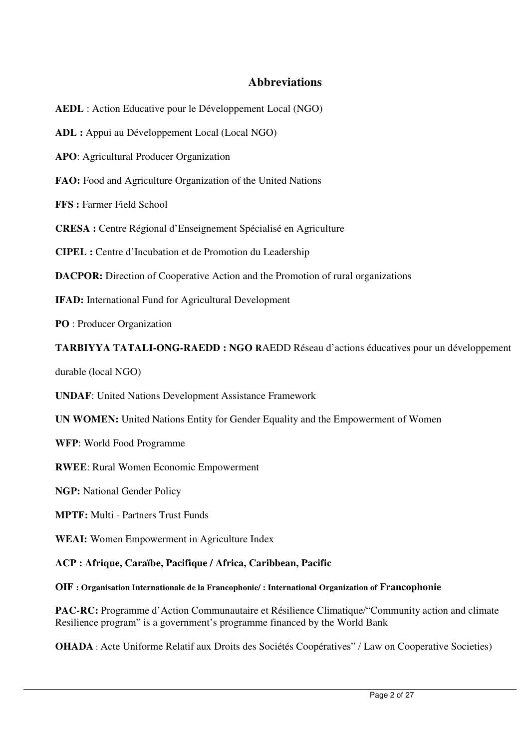## Abbreviations

**AEDL** : Action Educative pour le Développement Local (NGO)

**ADL :** Appui au Développement Local (Local NGO)

**APO**: Agricultural Producer Organization

**FAO:** Food and Agriculture Organization of the United Nations

**FFS :** Farmer Field School

**CRESA :** Centre Régional d'Enseignement Spécialisé en Agriculture

**CIPEL :** Centre d'Incubation et de Promotion du Leadership

**DACPOR:** Direction of Cooperative Action and the Promotion of rural organizations

**IFAD:** International Fund for Agricultural Development

**PO** : Producer Organization

**TARBIYYA TATALI-ONG-RAEDD : NGO R**AEDD Réseau d'actions éducatives pour un développement durable (local NGO)

**UNDAF**: United Nations Development Assistance Framework

**UN WOMEN:** United Nations Entity for Gender Equality and the Empowerment of Women

**WFP**: World Food Programme

**RWEE**: Rural Women Economic Empowerment

**NGP:** National Gender Policy

**MPTF:** Multi - Partners Trust Funds

**WEAI:** Women Empowerment in Agriculture Index

**ACP : Afrique, Caraïbe, Pacifique / Africa, Caribbean, Pacific**

**OIF : Organisation Internationale de la Francophonie/ : International Organization of Francophonie**

**PAC-RC:** Programme d'Action Communautaire et Résilience Climatique/"Community action and climate Resilience program" is a government's programme financed by the World Bank

**OHADA** : Acte Uniforme Relatif aux Droits des Sociétés Coopératives" / Law on Cooperative Societies)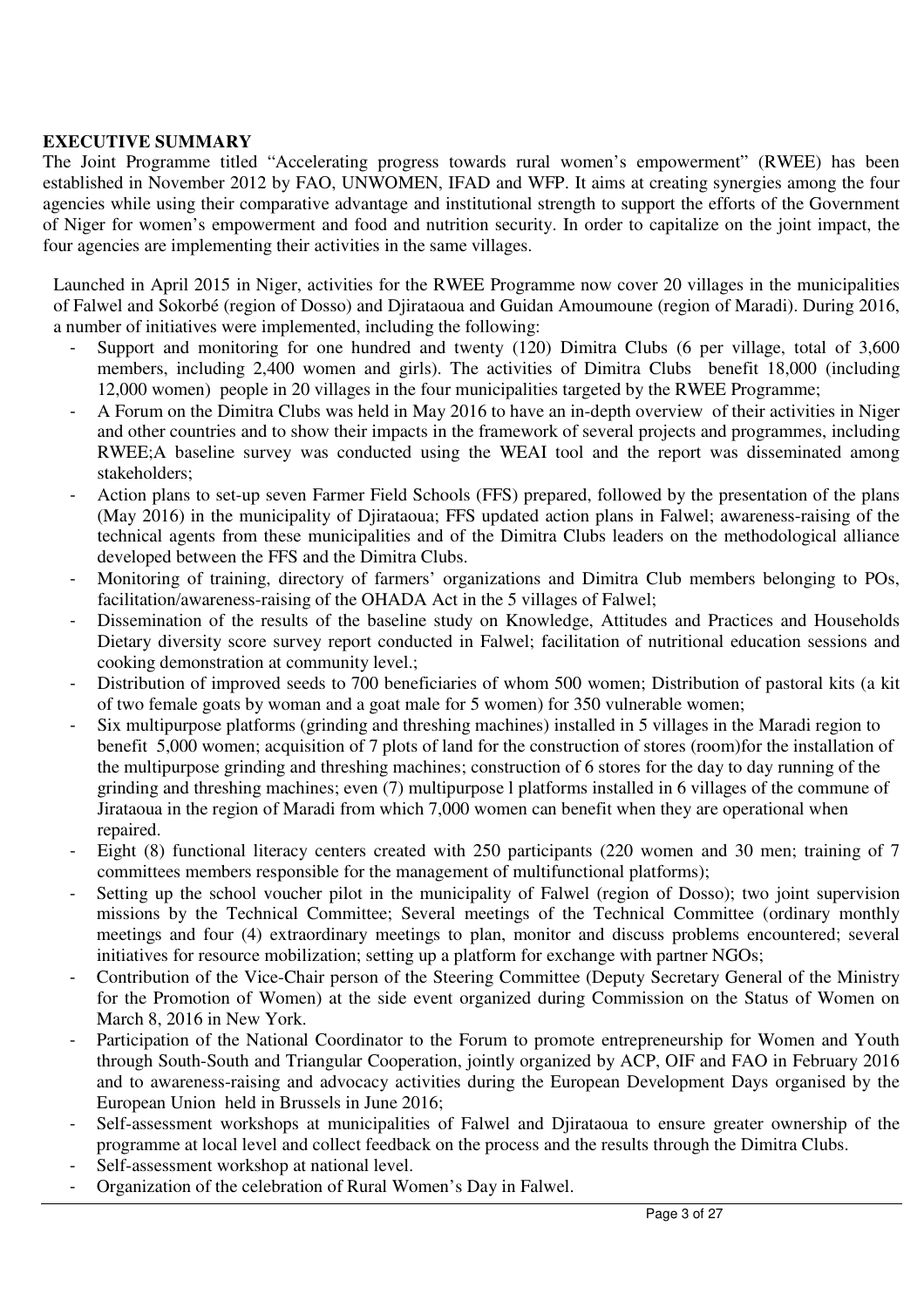**EXECUTIVE SUMMARY**

The Joint Programme titled "Accelerating progress towards rural women's empowerment" (RWEE) has been established in November 2012 by FAO, UNWOMEN, IFAD and WFP. It aims at creating synergies among the four agencies while using their comparative advantage and institutional strength to support the efforts of the Government of Niger for women's empowerment and food and nutrition security. In order to capitalize on the joint impact, the four agencies are implementing their activities in the same villages.

Launched in April 2015 in Niger, activities for the RWEE Programme now cover 20 villages in the municipalities of Falwel and Sokorbé (region of Dosso) and Djirataoua and Guidan Amoumoune (region of Maradi). During 2016, a number of initiatives were implemented, including the following:

- Support and monitoring for one hundred and twenty (120) Dimitra Clubs (6 per village, total of 3,600 members, including 2,400 women and girls). The activities of Dimitra Clubs benefit 18,000 (including 12,000 women) people in 20 villages in the four municipalities targeted by the RWEE Programme;
- A Forum on the Dimitra Clubs was held in May 2016 to have an in-depth overview of their activities in Niger and other countries and to show their impacts in the framework of several projects and programmes, including RWEE;A baseline survey was conducted using the WEAI tool and the report was disseminated among stakeholders;
- Action plans to set-up seven Farmer Field Schools (FFS) prepared, followed by the presentation of the plans (May 2016) in the municipality of Djirataoua; FFS updated action plans in Falwel; awareness-raising of the technical agents from these municipalities and of the Dimitra Clubs leaders on the methodological alliance developed between the FFS and the Dimitra Clubs.
- Monitoring of training, directory of farmers' organizations and Dimitra Club members belonging to POs, facilitation/awareness-raising of the OHADA Act in the 5 villages of Falwel;
- Dissemination of the results of the baseline study on Knowledge, Attitudes and Practices and Households Dietary diversity score survey report conducted in Falwel; facilitation of nutritional education sessions and cooking demonstration at community level.;
- Distribution of improved seeds to 700 beneficiaries of whom 500 women; Distribution of pastoral kits (a kit of two female goats by woman and a goat male for 5 women) for 350 vulnerable women;
- Six multipurpose platforms (grinding and threshing machines) installed in 5 villages in the Maradi region to benefit 5,000 women; acquisition of 7 plots of land for the construction of stores (room)for the installation of the multipurpose grinding and threshing machines; construction of 6 stores for the day to day running of the grinding and threshing machines; even (7) multipurpose l platforms installed in 6 villages of the commune of Jirataoua in the region of Maradi from which 7,000 women can benefit when they are operational when repaired.
- Eight (8) functional literacy centers created with 250 participants (220 women and 30 men; training of 7 committees members responsible for the management of multifunctional platforms);
- Setting up the school voucher pilot in the municipality of Falwel (region of Dosso); two joint supervision missions by the Technical Committee; Several meetings of the Technical Committee (ordinary monthly meetings and four (4) extraordinary meetings to plan, monitor and discuss problems encountered; several initiatives for resource mobilization; setting up a platform for exchange with partner NGOs;
- Contribution of the Vice-Chair person of the Steering Committee (Deputy Secretary General of the Ministry for the Promotion of Women) at the side event organized during Commission on the Status of Women on March 8, 2016 in New York.
- Participation of the National Coordinator to the Forum to promote entrepreneurship for Women and Youth through South-South and Triangular Cooperation, jointly organized by ACP, OIF and FAO in February 2016 and to awareness-raising and advocacy activities during the European Development Days organised by the European Union held in Brussels in June 2016;
- Self-assessment workshops at municipalities of Falwel and Djirataoua to ensure greater ownership of the programme at local level and collect feedback on the process and the results through the Dimitra Clubs.
- Self-assessment workshop at national level.
- Organization of the celebration of Rural Women's Day in Falwel.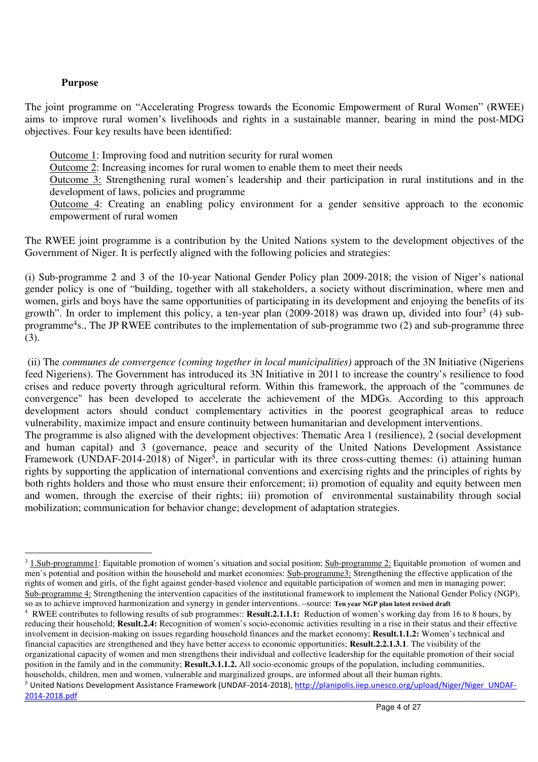**Purpose**

The joint programme on "Accelerating Progress towards the Economic Empowerment of Rural Women" (RWEE) aims to improve rural women's livelihoods and rights in a sustainable manner, bearing in mind the post-MDG objectives. Four key results have been identified:

> Outcome 1: Improving food and nutrition security for rural women
>
> Outcome 2: Increasing incomes for rural women to enable them to meet their needs
>
> Outcome 3: Strengthening rural women's leadership and their participation in rural institutions and in the development of laws, policies and programme
>
> Outcome 4: Creating an enabling policy environment for a gender sensitive approach to the economic empowerment of rural women

The RWEE joint programme is a contribution by the United Nations system to the development objectives of the Government of Niger. It is perfectly aligned with the following policies and strategies:

(i) Sub-programme 2 and 3 of the 10-year National Gender Policy plan 2009-2018; the vision of Niger's national gender policy is one of "building, together with all stakeholders, a society without discrimination, where men and women, girls and boys have the same opportunities of participating in its development and enjoying the benefits of its growth". In order to implement this policy, a ten-year plan (2009-2018) was drawn up, divided into four[3] (4) sub-programme[4]s., The JP RWEE contributes to the implementation of sub-programme two (2) and sub-programme three (3).

(ii) The *communes de convergence (coming together in local municipalities)* approach of the 3N Initiative (Nigeriens feed Nigeriens). The Government has introduced its 3N Initiative in 2011 to increase the country's resilience to food crises and reduce poverty through agricultural reform. Within this framework, the approach of the "communes de convergence" has been developed to accelerate the achievement of the MDGs. According to this approach development actors should conduct complementary activities in the poorest geographical areas to reduce vulnerability, maximize impact and ensure continuity between humanitarian and development interventions.

The programme is also aligned with the development objectives: Thematic Area 1 (resilience), 2 (social development and human capital) and 3 (governance, peace and security of the United Nations Development Assistance Framework (UNDAF-2014-2018) of Niger[5], in particular with its three cross-cutting themes: (i) attaining human rights by supporting the application of international conventions and exercising rights and the principles of rights by both rights holders and those who must ensure their enforcement; ii) promotion of equality and equity between men and women, through the exercise of their rights; iii) promotion of environmental sustainability through social mobilization; communication for behavior change; development of adaptation strategies.

---

[3] 1.Sub-programme1: Equitable promotion of women's situation and social position; Sub-programme 2: Equitable promotion of women and men's potential and position within the household and market economies: Sub-programme3: Strengthening the effective application of the rights of women and girls, of the fight against gender-based violence and equitable participation of women and men in managing power; Sub-programme 4: Strengthening the intervention capacities of the institutional framework to implement the National Gender Policy (NGP), so as to achieve improved harmonization and synergy in gender interventions. –source: **Ten year NGP plan latest revised draft**

[4] RWEE contributes to following results of sub programmes:: **Result.2.1.1.1:** Reduction of women's working day from 16 to 8 hours, by reducing their household; **Result.2.4:** Recognition of women's socio-economic activities resulting in a rise in their status and their effective involvement in decision-making on issues regarding household finances and the market economy; **Result.1.1.2:** Women's technical and financial capacities are strengthened and they have better access to economic opportunities; **Result.2.2.1.3.1**. The visibility of the organizational capacity of women and men strengthens their individual and collective leadership for the equitable promotion of their social position in the family and in the community; **Result.3.1.1.2.** All socio-economic groups of the population, including communities, households, children, men and women, vulnerable and marginalized groups, are informed about all their human rights.

[5] United Nations Development Assistance Framework (UNDAF-2014-2018), http://planipolis.iiep.unesco.org/upload/Niger/Niger_UNDAF-2014-2018.pdf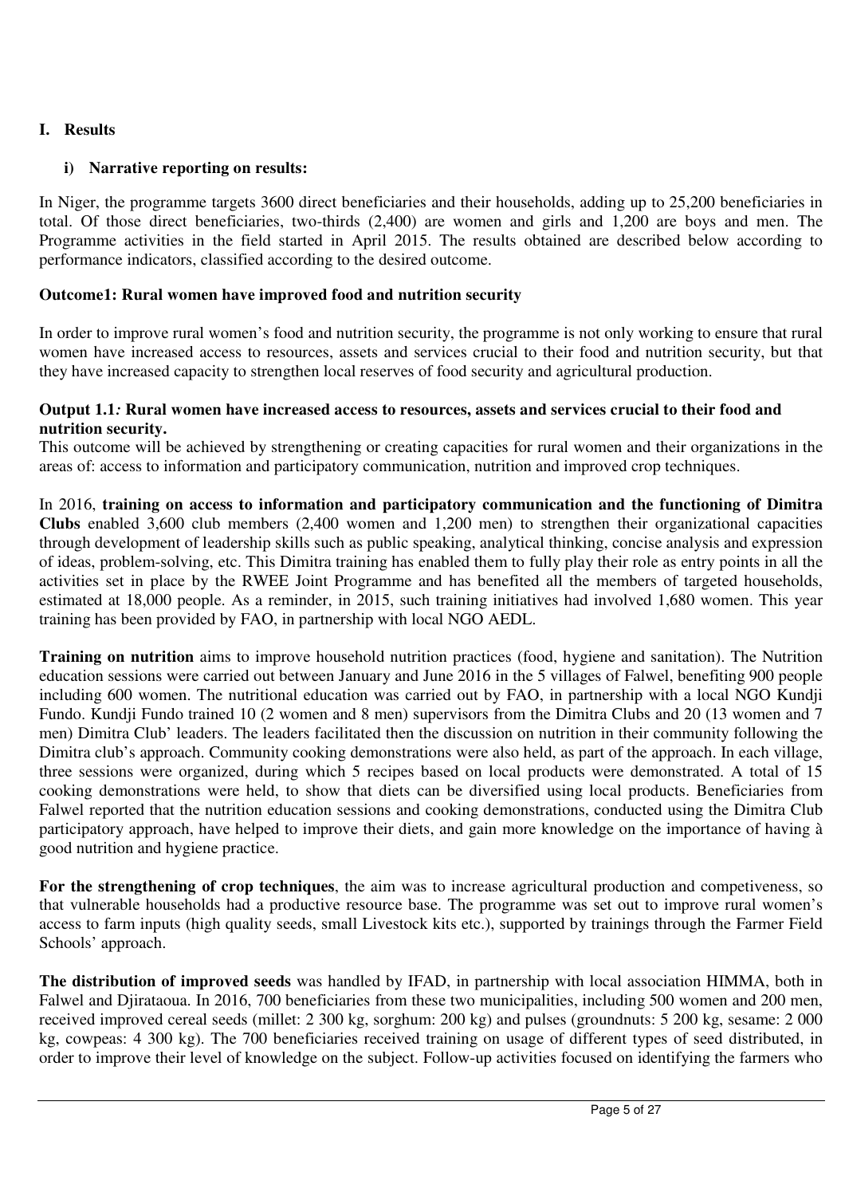## I. Results

### i) Narrative reporting on results:

In Niger, the programme targets 3600 direct beneficiaries and their households, adding up to 25,200 beneficiaries in total. Of those direct beneficiaries, two-thirds (2,400) are women and girls and 1,200 are boys and men. The Programme activities in the field started in April 2015. The results obtained are described below according to performance indicators, classified according to the desired outcome.

**Outcome1: Rural women have improved food and nutrition security**

In order to improve rural women's food and nutrition security, the programme is not only working to ensure that rural women have increased access to resources, assets and services crucial to their food and nutrition security, but that they have increased capacity to strengthen local reserves of food security and agricultural production.

**Output 1.1*:* Rural women have increased access to resources, assets and services crucial to their food and nutrition security.**
This outcome will be achieved by strengthening or creating capacities for rural women and their organizations in the areas of: access to information and participatory communication, nutrition and improved crop techniques.

In 2016, **training on access to information and participatory communication and the functioning of Dimitra Clubs** enabled 3,600 club members (2,400 women and 1,200 men) to strengthen their organizational capacities through development of leadership skills such as public speaking, analytical thinking, concise analysis and expression of ideas, problem-solving, etc. This Dimitra training has enabled them to fully play their role as entry points in all the activities set in place by the RWEE Joint Programme and has benefited all the members of targeted households, estimated at 18,000 people. As a reminder, in 2015, such training initiatives had involved 1,680 women. This year training has been provided by FAO, in partnership with local NGO AEDL.

**Training on nutrition** aims to improve household nutrition practices (food, hygiene and sanitation). The Nutrition education sessions were carried out between January and June 2016 in the 5 villages of Falwel, benefiting 900 people including 600 women. The nutritional education was carried out by FAO, in partnership with a local NGO Kundji Fundo. Kundji Fundo trained 10 (2 women and 8 men) supervisors from the Dimitra Clubs and 20 (13 women and 7 men) Dimitra Club' leaders. The leaders facilitated then the discussion on nutrition in their community following the Dimitra club's approach. Community cooking demonstrations were also held, as part of the approach. In each village, three sessions were organized, during which 5 recipes based on local products were demonstrated. A total of 15 cooking demonstrations were held, to show that diets can be diversified using local products. Beneficiaries from Falwel reported that the nutrition education sessions and cooking demonstrations, conducted using the Dimitra Club participatory approach, have helped to improve their diets, and gain more knowledge on the importance of having à good nutrition and hygiene practice.

**For the strengthening of crop techniques**, the aim was to increase agricultural production and competiveness, so that vulnerable households had a productive resource base. The programme was set out to improve rural women's access to farm inputs (high quality seeds, small Livestock kits etc.), supported by trainings through the Farmer Field Schools' approach.

**The distribution of improved seeds** was handled by IFAD, in partnership with local association HIMMA, both in Falwel and Djirataoua. In 2016, 700 beneficiaries from these two municipalities, including 500 women and 200 men, received improved cereal seeds (millet: 2 300 kg, sorghum: 200 kg) and pulses (groundnuts: 5 200 kg, sesame: 2 000 kg, cowpeas: 4 300 kg). The 700 beneficiaries received training on usage of different types of seed distributed, in order to improve their level of knowledge on the subject. Follow-up activities focused on identifying the farmers who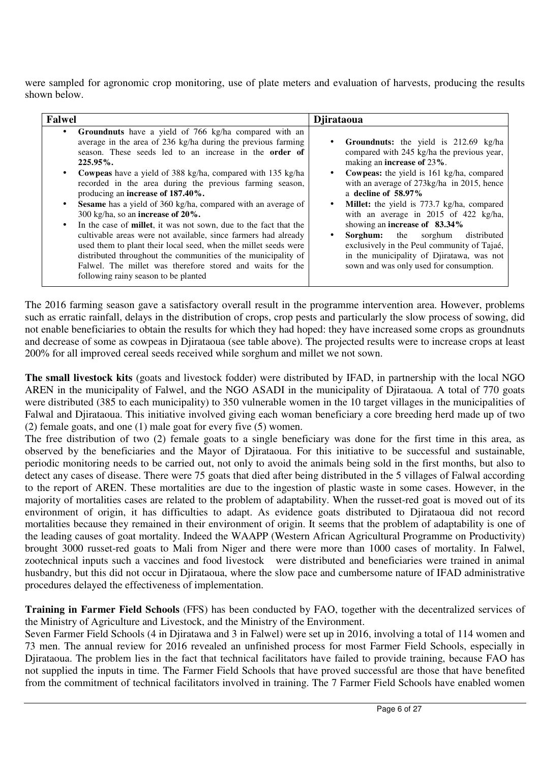were sampled for agronomic crop monitoring, use of plate meters and evaluation of harvests, producing the results shown below.

| Falwel | Djirataoua |
|---|---|
| • **Groundnuts** have a yield of 766 kg/ha compared with an average in the area of 236 kg/ha during the previous farming season. These seeds led to an increase in the **order of 225.95%.**<br>• **Cowpeas** have a yield of 388 kg/ha, compared with 135 kg/ha recorded in the area during the previous farming season, producing an **increase of 187.40%.**<br>• **Sesame** has a yield of 360 kg/ha, compared with an average of 300 kg/ha, so an **increase of 20%.**<br>• In the case of **millet**, it was not sown, due to the fact that the cultivable areas were not available, since farmers had already used them to plant their local seed, when the millet seeds were distributed throughout the communities of the municipality of Falwel. The millet was therefore stored and waits for the following rainy season to be planted | • **Groundnuts:** the yield is 212.69 kg/ha compared with 245 kg/ha the previous year, making an **increase of** 23**%**.<br>• **Cowpeas:** the yield is 161 kg/ha, compared with an average of 273kg/ha in 2015, hence a **decline of 58.97%**<br>• **Millet:** the yield is 773.7 kg/ha, compared with an average in 2015 of 422 kg/ha, showing an **increase of 83.34%**<br>• **Sorghum:** the sorghum distributed exclusively in the Peul community of Tajaé, in the municipality of Djiratawa, was not sown and was only used for consumption. |

The 2016 farming season gave a satisfactory overall result in the programme intervention area. However, problems such as erratic rainfall, delays in the distribution of crops, crop pests and particularly the slow process of sowing, did not enable beneficiaries to obtain the results for which they had hoped: they have increased some crops as groundnuts and decrease of some as cowpeas in Djirataoua (see table above). The projected results were to increase crops at least 200% for all improved cereal seeds received while sorghum and millet we not sown.

**The small livestock kits** (goats and livestock fodder) were distributed by IFAD, in partnership with the local NGO AREN in the municipality of Falwel, and the NGO ASADI in the municipality of Djirataoua. A total of 770 goats were distributed (385 to each municipality) to 350 vulnerable women in the 10 target villages in the municipalities of Falwal and Djirataoua. This initiative involved giving each woman beneficiary a core breeding herd made up of two (2) female goats, and one (1) male goat for every five (5) women.

The free distribution of two (2) female goats to a single beneficiary was done for the first time in this area, as observed by the beneficiaries and the Mayor of Djirataoua. For this initiative to be successful and sustainable, periodic monitoring needs to be carried out, not only to avoid the animals being sold in the first months, but also to detect any cases of disease. There were 75 goats that died after being distributed in the 5 villages of Falwal according to the report of AREN. These mortalities are due to the ingestion of plastic waste in some cases. However, in the majority of mortalities cases are related to the problem of adaptability. When the russet-red goat is moved out of its environment of origin, it has difficulties to adapt. As evidence goats distributed to Djirataoua did not record mortalities because they remained in their environment of origin. It seems that the problem of adaptability is one of the leading causes of goat mortality. Indeed the WAAPP (Western African Agricultural Programme on Productivity) brought 3000 russet-red goats to Mali from Niger and there were more than 1000 cases of mortality. In Falwel, zootechnical inputs such a vaccines and food livestock were distributed and beneficiaries were trained in animal husbandry, but this did not occur in Djirataoua, where the slow pace and cumbersome nature of IFAD administrative procedures delayed the effectiveness of implementation.

**Training in Farmer Field Schools** (FFS) has been conducted by FAO, together with the decentralized services of the Ministry of Agriculture and Livestock, and the Ministry of the Environment.

Seven Farmer Field Schools (4 in Djiratawa and 3 in Falwel) were set up in 2016, involving a total of 114 women and 73 men. The annual review for 2016 revealed an unfinished process for most Farmer Field Schools, especially in Djirataoua. The problem lies in the fact that technical facilitators have failed to provide training, because FAO has not supplied the inputs in time. The Farmer Field Schools that have proved successful are those that have benefited from the commitment of technical facilitators involved in training. The 7 Farmer Field Schools have enabled women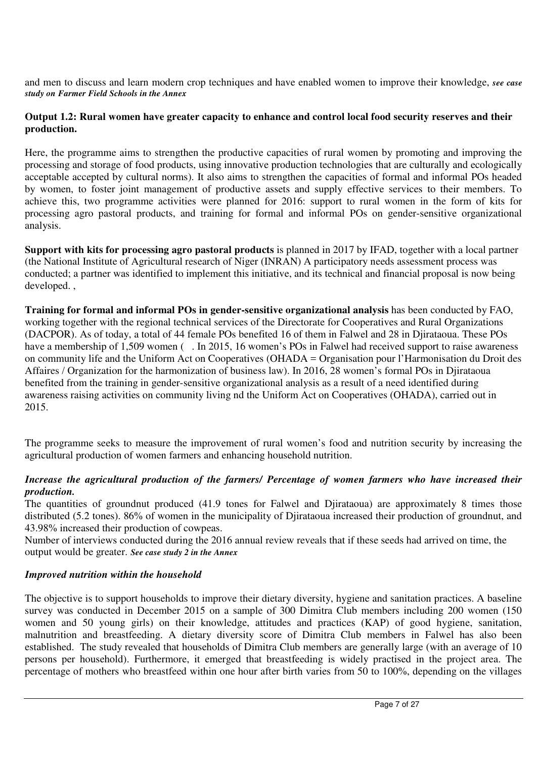and men to discuss and learn modern crop techniques and have enabled women to improve their knowledge, ***see case study on Farmer Field Schools in the Annex***

**Output 1.2: Rural women have greater capacity to enhance and control local food security reserves and their production.**

Here, the programme aims to strengthen the productive capacities of rural women by promoting and improving the processing and storage of food products, using innovative production technologies that are culturally and ecologically acceptable accepted by cultural norms). It also aims to strengthen the capacities of formal and informal POs headed by women, to foster joint management of productive assets and supply effective services to their members. To achieve this, two programme activities were planned for 2016: support to rural women in the form of kits for processing agro pastoral products, and training for formal and informal POs on gender-sensitive organizational analysis.

**Support with kits for processing agro pastoral products** is planned in 2017 by IFAD, together with a local partner (the National Institute of Agricultural research of Niger (INRAN) A participatory needs assessment process was conducted; a partner was identified to implement this initiative, and its technical and financial proposal is now being developed. ,

**Training for formal and informal POs in gender-sensitive organizational analysis** has been conducted by FAO, working together with the regional technical services of the Directorate for Cooperatives and Rural Organizations (DACPOR). As of today, a total of 44 female POs benefited 16 of them in Falwel and 28 in Djirataoua. These POs have a membership of 1,509 women ( . In 2015, 16 women's POs in Falwel had received support to raise awareness on community life and the Uniform Act on Cooperatives (OHADA = Organisation pour l'Harmonisation du Droit des Affaires / Organization for the harmonization of business law). In 2016, 28 women's formal POs in Djirataoua benefited from the training in gender-sensitive organizational analysis as a result of a need identified during awareness raising activities on community living nd the Uniform Act on Cooperatives (OHADA), carried out in 2015.

The programme seeks to measure the improvement of rural women's food and nutrition security by increasing the agricultural production of women farmers and enhancing household nutrition.

***Increase the agricultural production of the farmers/ Percentage of women farmers who have increased their production.***

The quantities of groundnut produced (41.9 tones for Falwel and Djirataoua) are approximately 8 times those distributed (5.2 tones). 86% of women in the municipality of Djirataoua increased their production of groundnut, and 43.98% increased their production of cowpeas.

Number of interviews conducted during the 2016 annual review reveals that if these seeds had arrived on time, the output would be greater. ***See case study 2 in the Annex***

***Improved nutrition within the household***

The objective is to support households to improve their dietary diversity, hygiene and sanitation practices. A baseline survey was conducted in December 2015 on a sample of 300 Dimitra Club members including 200 women (150 women and 50 young girls) on their knowledge, attitudes and practices (KAP) of good hygiene, sanitation, malnutrition and breastfeeding. A dietary diversity score of Dimitra Club members in Falwel has also been established. The study revealed that households of Dimitra Club members are generally large (with an average of 10 persons per household). Furthermore, it emerged that breastfeeding is widely practised in the project area. The percentage of mothers who breastfeed within one hour after birth varies from 50 to 100%, depending on the villages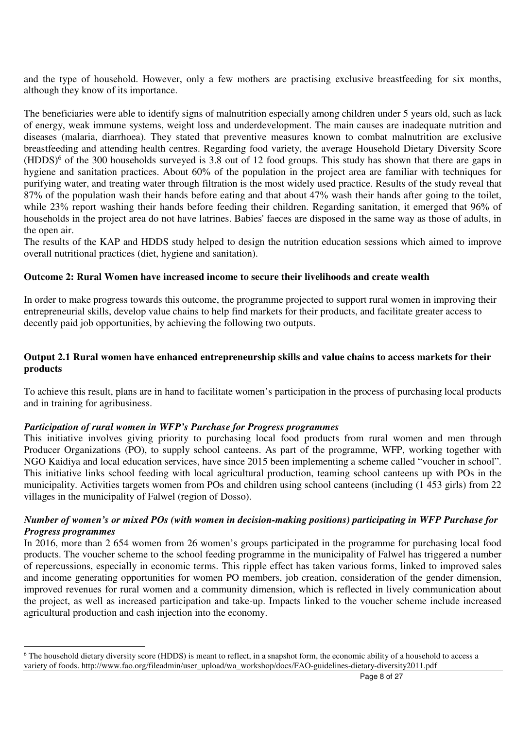and the type of household. However, only a few mothers are practising exclusive breastfeeding for six months, although they know of its importance.

The beneficiaries were able to identify signs of malnutrition especially among children under 5 years old, such as lack of energy, weak immune systems, weight loss and underdevelopment. The main causes are inadequate nutrition and diseases (malaria, diarrhoea). They stated that preventive measures known to combat malnutrition are exclusive breastfeeding and attending health centres. Regarding food variety, the average Household Dietary Diversity Score (HDDS)[6] of the 300 households surveyed is 3.8 out of 12 food groups. This study has shown that there are gaps in hygiene and sanitation practices. About 60% of the population in the project area are familiar with techniques for purifying water, and treating water through filtration is the most widely used practice. Results of the study reveal that 87% of the population wash their hands before eating and that about 47% wash their hands after going to the toilet, while 23% report washing their hands before feeding their children. Regarding sanitation, it emerged that 96% of households in the project area do not have latrines. Babies' faeces are disposed in the same way as those of adults, in the open air.

The results of the KAP and HDDS study helped to design the nutrition education sessions which aimed to improve overall nutritional practices (diet, hygiene and sanitation).

**Outcome 2: Rural Women have increased income to secure their livelihoods and create wealth**

In order to make progress towards this outcome, the programme projected to support rural women in improving their entrepreneurial skills, develop value chains to help find markets for their products, and facilitate greater access to decently paid job opportunities, by achieving the following two outputs.

**Output 2.1 Rural women have enhanced entrepreneurship skills and value chains to access markets for their products**

To achieve this result, plans are in hand to facilitate women's participation in the process of purchasing local products and in training for agribusiness.

***Participation of rural women in WFP's Purchase for Progress programmes***

This initiative involves giving priority to purchasing local food products from rural women and men through Producer Organizations (PO), to supply school canteens. As part of the programme, WFP, working together with NGO Kaidiya and local education services, have since 2015 been implementing a scheme called "voucher in school". This initiative links school feeding with local agricultural production, teaming school canteens up with POs in the municipality. Activities targets women from POs and children using school canteens (including (1 453 girls) from 22 villages in the municipality of Falwel (region of Dosso).

***Number of women's or mixed POs (with women in decision-making positions) participating in WFP Purchase for Progress programmes***

In 2016, more than 2 654 women from 26 women's groups participated in the programme for purchasing local food products. The voucher scheme to the school feeding programme in the municipality of Falwel has triggered a number of repercussions, especially in economic terms. This ripple effect has taken various forms, linked to improved sales and income generating opportunities for women PO members, job creation, consideration of the gender dimension, improved revenues for rural women and a community dimension, which is reflected in lively communication about the project, as well as increased participation and take-up. Impacts linked to the voucher scheme include increased agricultural production and cash injection into the economy.

---

[6] The household dietary diversity score (HDDS) is meant to reflect, in a snapshot form, the economic ability of a household to access a variety of foods. http://www.fao.org/fileadmin/user_upload/wa_workshop/docs/FAO-guidelines-dietary-diversity2011.pdf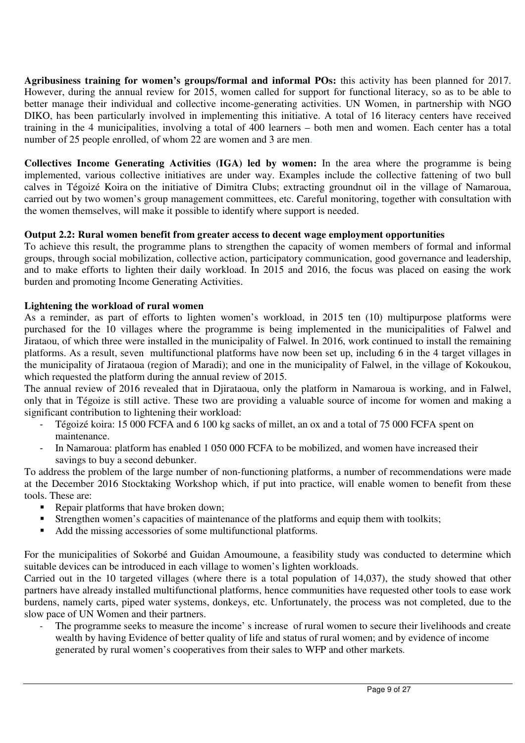**Agribusiness training for women's groups/formal and informal POs:** this activity has been planned for 2017. However, during the annual review for 2015, women called for support for functional literacy, so as to be able to better manage their individual and collective income-generating activities. UN Women, in partnership with NGO DIKO, has been particularly involved in implementing this initiative. A total of 16 literacy centers have received training in the 4 municipalities, involving a total of 400 learners – both men and women. Each center has a total number of 25 people enrolled, of whom 22 are women and 3 are men.

**Collectives Income Generating Activities (IGA) led by women:** In the area where the programme is being implemented, various collective initiatives are under way. Examples include the collective fattening of two bull calves in Tégoizé Koira on the initiative of Dimitra Clubs; extracting groundnut oil in the village of Namaroua, carried out by two women's group management committees, etc. Careful monitoring, together with consultation with the women themselves, will make it possible to identify where support is needed.

**Output 2.2: Rural women benefit from greater access to decent wage employment opportunities**

To achieve this result, the programme plans to strengthen the capacity of women members of formal and informal groups, through social mobilization, collective action, participatory communication, good governance and leadership, and to make efforts to lighten their daily workload. In 2015 and 2016, the focus was placed on easing the work burden and promoting Income Generating Activities.

**Lightening the workload of rural women**

As a reminder, as part of efforts to lighten women's workload, in 2015 ten (10) multipurpose platforms were purchased for the 10 villages where the programme is being implemented in the municipalities of Falwel and Jirataou, of which three were installed in the municipality of Falwel. In 2016, work continued to install the remaining platforms. As a result, seven multifunctional platforms have now been set up, including 6 in the 4 target villages in the municipality of Jirataoua (region of Maradi); and one in the municipality of Falwel, in the village of Kokoukou, which requested the platform during the annual review of 2015.

The annual review of 2016 revealed that in Djirataoua, only the platform in Namaroua is working, and in Falwel, only that in Tégoize is still active. These two are providing a valuable source of income for women and making a significant contribution to lightening their workload:

- Tégoizé koira: 15 000 FCFA and 6 100 kg sacks of millet, an ox and a total of 75 000 FCFA spent on maintenance.
- In Namaroua: platform has enabled 1 050 000 FCFA to be mobilized, and women have increased their savings to buy a second debunker.

To address the problem of the large number of non-functioning platforms, a number of recommendations were made at the December 2016 Stocktaking Workshop which, if put into practice, will enable women to benefit from these tools. These are:

- Repair platforms that have broken down;
- Strengthen women's capacities of maintenance of the platforms and equip them with toolkits;
- Add the missing accessories of some multifunctional platforms.

For the municipalities of Sokorbé and Guidan Amoumoune, a feasibility study was conducted to determine which suitable devices can be introduced in each village to women's lighten workloads.

Carried out in the 10 targeted villages (where there is a total population of 14,037), the study showed that other partners have already installed multifunctional platforms, hence communities have requested other tools to ease work burdens, namely carts, piped water systems, donkeys, etc. Unfortunately, the process was not completed, due to the slow pace of UN Women and their partners.

- The programme seeks to measure the income' s increase of rural women to secure their livelihoods and create wealth by having Evidence of better quality of life and status of rural women; and by evidence of income generated by rural women's cooperatives from their sales to WFP and other markets.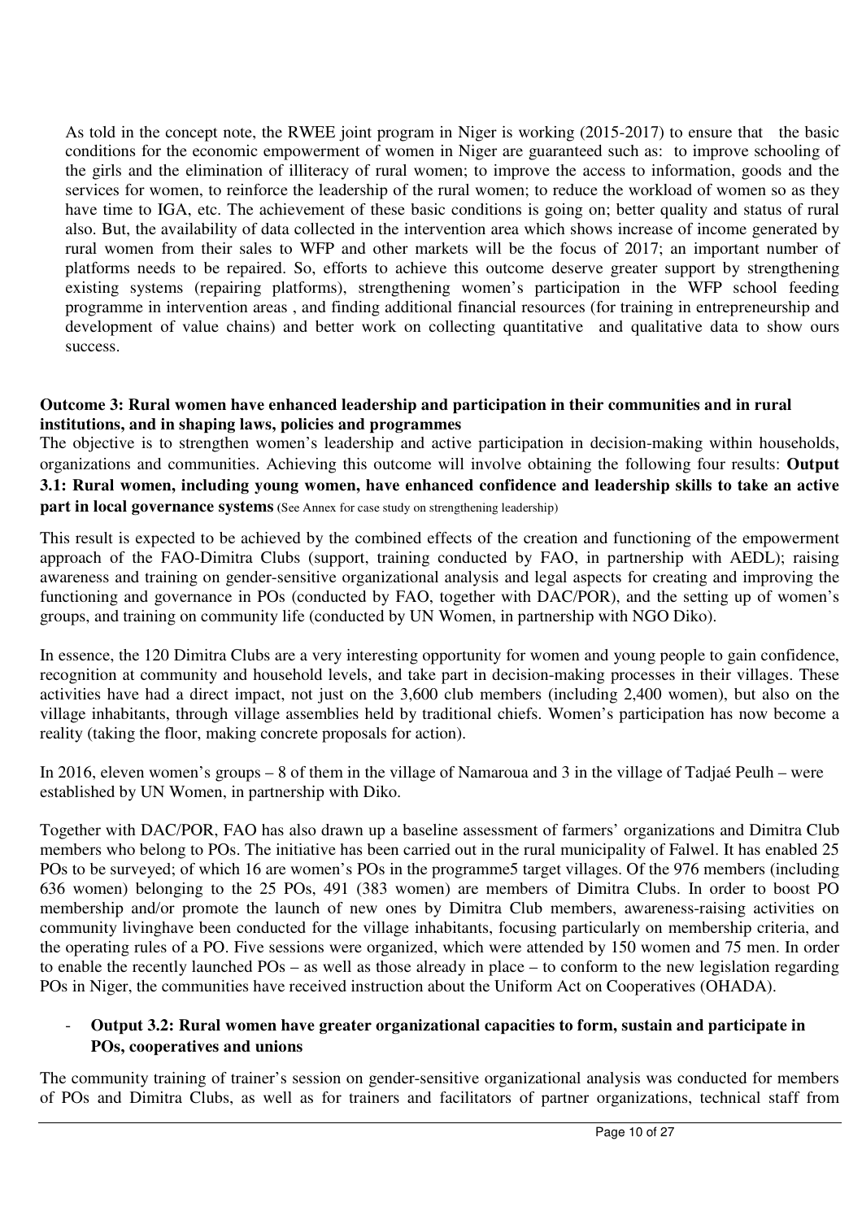As told in the concept note, the RWEE joint program in Niger is working (2015-2017) to ensure that the basic conditions for the economic empowerment of women in Niger are guaranteed such as: to improve schooling of the girls and the elimination of illiteracy of rural women; to improve the access to information, goods and the services for women, to reinforce the leadership of the rural women; to reduce the workload of women so as they have time to IGA, etc. The achievement of these basic conditions is going on; better quality and status of rural also. But, the availability of data collected in the intervention area which shows increase of income generated by rural women from their sales to WFP and other markets will be the focus of 2017; an important number of platforms needs to be repaired. So, efforts to achieve this outcome deserve greater support by strengthening existing systems (repairing platforms), strengthening women's participation in the WFP school feeding programme in intervention areas , and finding additional financial resources (for training in entrepreneurship and development of value chains) and better work on collecting quantitative and qualitative data to show ours success.

**Outcome 3: Rural women have enhanced leadership and participation in their communities and in rural institutions, and in shaping laws, policies and programmes**

The objective is to strengthen women's leadership and active participation in decision-making within households, organizations and communities. Achieving this outcome will involve obtaining the following four results: **Output 3.1: Rural women, including young women, have enhanced confidence and leadership skills to take an active part in local governance systems** (See Annex for case study on strengthening leadership)

This result is expected to be achieved by the combined effects of the creation and functioning of the empowerment approach of the FAO-Dimitra Clubs (support, training conducted by FAO, in partnership with AEDL); raising awareness and training on gender-sensitive organizational analysis and legal aspects for creating and improving the functioning and governance in POs (conducted by FAO, together with DAC/POR), and the setting up of women's groups, and training on community life (conducted by UN Women, in partnership with NGO Diko).

In essence, the 120 Dimitra Clubs are a very interesting opportunity for women and young people to gain confidence, recognition at community and household levels, and take part in decision-making processes in their villages. These activities have had a direct impact, not just on the 3,600 club members (including 2,400 women), but also on the village inhabitants, through village assemblies held by traditional chiefs. Women's participation has now become a reality (taking the floor, making concrete proposals for action).

In 2016, eleven women's groups – 8 of them in the village of Namaroua and 3 in the village of Tadjaé Peulh – were established by UN Women, in partnership with Diko.

Together with DAC/POR, FAO has also drawn up a baseline assessment of farmers' organizations and Dimitra Club members who belong to POs. The initiative has been carried out in the rural municipality of Falwel. It has enabled 25 POs to be surveyed; of which 16 are women's POs in the programme5 target villages. Of the 976 members (including 636 women) belonging to the 25 POs, 491 (383 women) are members of Dimitra Clubs. In order to boost PO membership and/or promote the launch of new ones by Dimitra Club members, awareness-raising activities on community livinghave been conducted for the village inhabitants, focusing particularly on membership criteria, and the operating rules of a PO. Five sessions were organized, which were attended by 150 women and 75 men. In order to enable the recently launched POs – as well as those already in place – to conform to the new legislation regarding POs in Niger, the communities have received instruction about the Uniform Act on Cooperatives (OHADA).

- **Output 3.2: Rural women have greater organizational capacities to form, sustain and participate in POs, cooperatives and unions**

The community training of trainer's session on gender-sensitive organizational analysis was conducted for members of POs and Dimitra Clubs, as well as for trainers and facilitators of partner organizations, technical staff from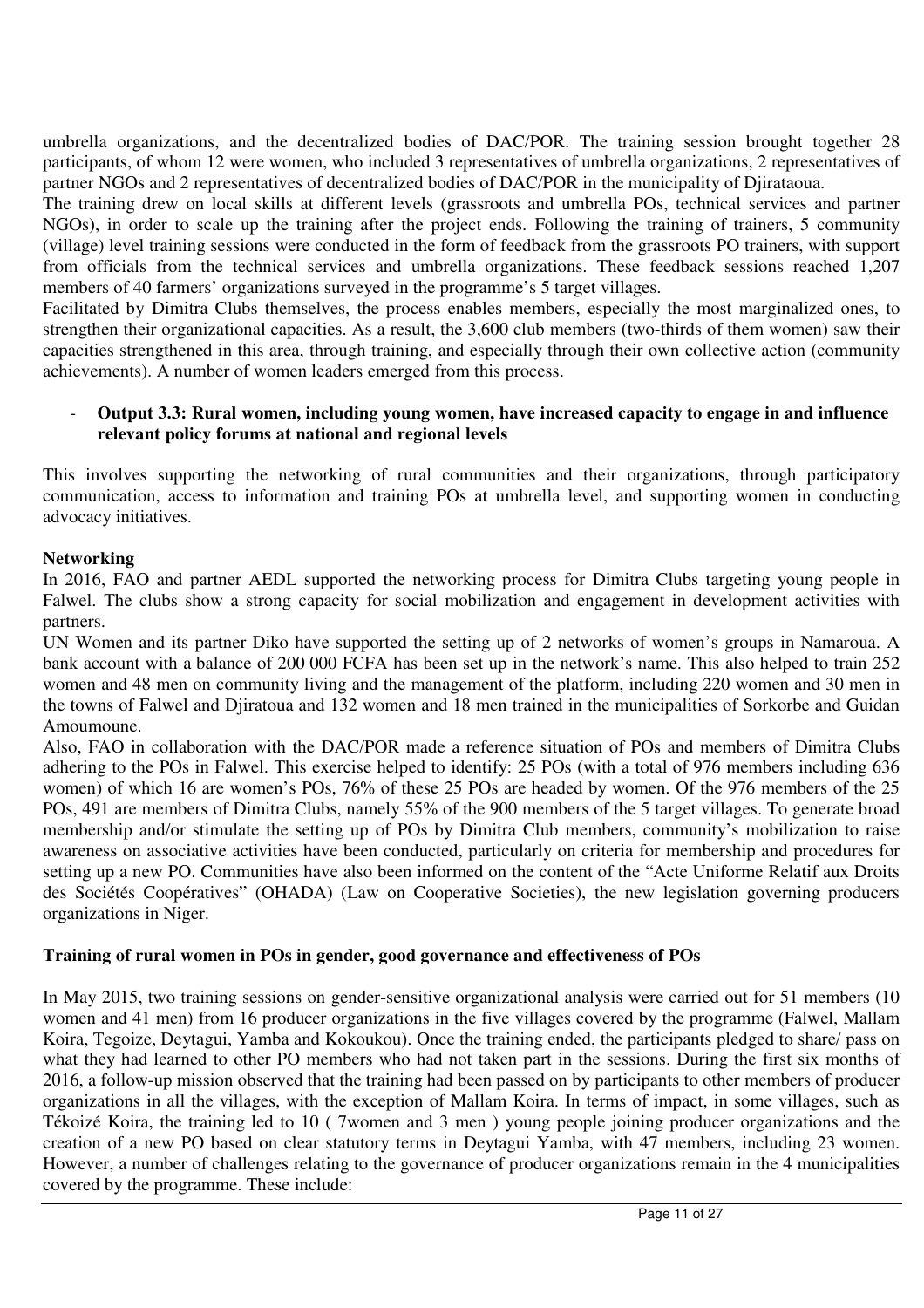umbrella organizations, and the decentralized bodies of DAC/POR. The training session brought together 28 participants, of whom 12 were women, who included 3 representatives of umbrella organizations, 2 representatives of partner NGOs and 2 representatives of decentralized bodies of DAC/POR in the municipality of Djirataoua.

The training drew on local skills at different levels (grassroots and umbrella POs, technical services and partner NGOs), in order to scale up the training after the project ends. Following the training of trainers, 5 community (village) level training sessions were conducted in the form of feedback from the grassroots PO trainers, with support from officials from the technical services and umbrella organizations. These feedback sessions reached 1,207 members of 40 farmers' organizations surveyed in the programme's 5 target villages.

Facilitated by Dimitra Clubs themselves, the process enables members, especially the most marginalized ones, to strengthen their organizational capacities. As a result, the 3,600 club members (two-thirds of them women) saw their capacities strengthened in this area, through training, and especially through their own collective action (community achievements). A number of women leaders emerged from this process.

- **Output 3.3: Rural women, including young women, have increased capacity to engage in and influence relevant policy forums at national and regional levels**

This involves supporting the networking of rural communities and their organizations, through participatory communication, access to information and training POs at umbrella level, and supporting women in conducting advocacy initiatives.

**Networking**

In 2016, FAO and partner AEDL supported the networking process for Dimitra Clubs targeting young people in Falwel. The clubs show a strong capacity for social mobilization and engagement in development activities with partners.

UN Women and its partner Diko have supported the setting up of 2 networks of women's groups in Namaroua. A bank account with a balance of 200 000 FCFA has been set up in the network's name. This also helped to train 252 women and 48 men on community living and the management of the platform, including 220 women and 30 men in the towns of Falwel and Djiratoua and 132 women and 18 men trained in the municipalities of Sorkorbe and Guidan Amoumoune.

Also, FAO in collaboration with the DAC/POR made a reference situation of POs and members of Dimitra Clubs adhering to the POs in Falwel. This exercise helped to identify: 25 POs (with a total of 976 members including 636 women) of which 16 are women's POs, 76% of these 25 POs are headed by women. Of the 976 members of the 25 POs, 491 are members of Dimitra Clubs, namely 55% of the 900 members of the 5 target villages. To generate broad membership and/or stimulate the setting up of POs by Dimitra Club members, community's mobilization to raise awareness on associative activities have been conducted, particularly on criteria for membership and procedures for setting up a new PO. Communities have also been informed on the content of the "Acte Uniforme Relatif aux Droits des Sociétés Coopératives" (OHADA) (Law on Cooperative Societies), the new legislation governing producers organizations in Niger.

**Training of rural women in POs in gender, good governance and effectiveness of POs**

In May 2015, two training sessions on gender-sensitive organizational analysis were carried out for 51 members (10 women and 41 men) from 16 producer organizations in the five villages covered by the programme (Falwel, Mallam Koira, Tegoize, Deytagui, Yamba and Kokoukou). Once the training ended, the participants pledged to share/ pass on what they had learned to other PO members who had not taken part in the sessions. During the first six months of 2016, a follow-up mission observed that the training had been passed on by participants to other members of producer organizations in all the villages, with the exception of Mallam Koira. In terms of impact, in some villages, such as Tékoizé Koira, the training led to 10 ( 7women and 3 men ) young people joining producer organizations and the creation of a new PO based on clear statutory terms in Deytagui Yamba, with 47 members, including 23 women. However, a number of challenges relating to the governance of producer organizations remain in the 4 municipalities covered by the programme. These include: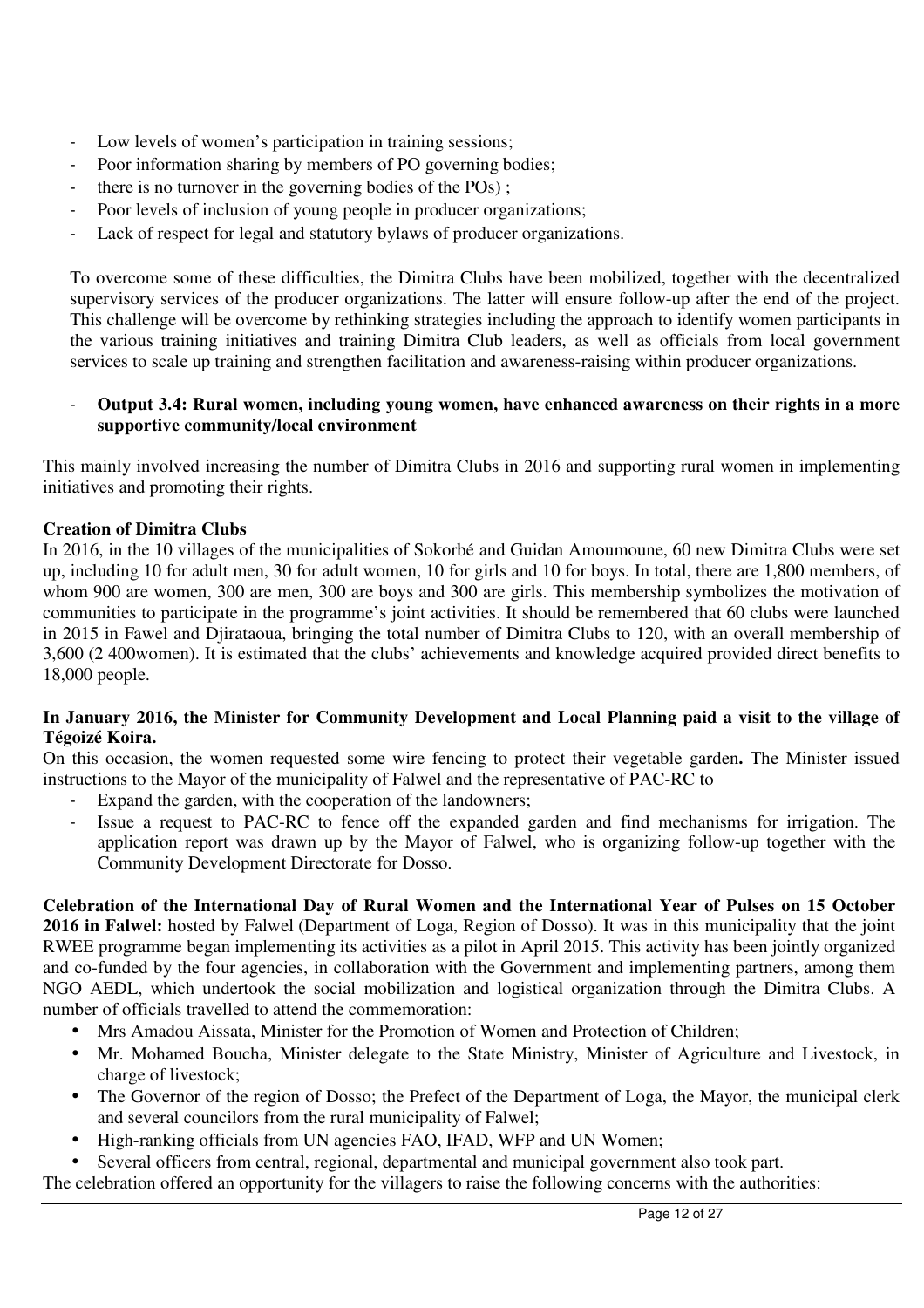- Low levels of women's participation in training sessions;
- Poor information sharing by members of PO governing bodies;
- there is no turnover in the governing bodies of the POs) ;
- Poor levels of inclusion of young people in producer organizations;
- Lack of respect for legal and statutory bylaws of producer organizations.

To overcome some of these difficulties, the Dimitra Clubs have been mobilized, together with the decentralized supervisory services of the producer organizations. The latter will ensure follow-up after the end of the project. This challenge will be overcome by rethinking strategies including the approach to identify women participants in the various training initiatives and training Dimitra Club leaders, as well as officials from local government services to scale up training and strengthen facilitation and awareness-raising within producer organizations.

- **Output 3.4: Rural women, including young women, have enhanced awareness on their rights in a more supportive community/local environment**

This mainly involved increasing the number of Dimitra Clubs in 2016 and supporting rural women in implementing initiatives and promoting their rights.

**Creation of Dimitra Clubs**

In 2016, in the 10 villages of the municipalities of Sokorbé and Guidan Amoumoune, 60 new Dimitra Clubs were set up, including 10 for adult men, 30 for adult women, 10 for girls and 10 for boys. In total, there are 1,800 members, of whom 900 are women, 300 are men, 300 are boys and 300 are girls. This membership symbolizes the motivation of communities to participate in the programme's joint activities. It should be remembered that 60 clubs were launched in 2015 in Fawel and Djirataoua, bringing the total number of Dimitra Clubs to 120, with an overall membership of 3,600 (2 400women). It is estimated that the clubs' achievements and knowledge acquired provided direct benefits to 18,000 people.

**In January 2016, the Minister for Community Development and Local Planning paid a visit to the village of Tégoizé Koira.**

On this occasion, the women requested some wire fencing to protect their vegetable garden**.** The Minister issued instructions to the Mayor of the municipality of Falwel and the representative of PAC-RC to

- Expand the garden, with the cooperation of the landowners;
- Issue a request to PAC-RC to fence off the expanded garden and find mechanisms for irrigation. The application report was drawn up by the Mayor of Falwel, who is organizing follow-up together with the Community Development Directorate for Dosso.

**Celebration of the International Day of Rural Women and the International Year of Pulses on 15 October 2016 in Falwel:** hosted by Falwel (Department of Loga, Region of Dosso). It was in this municipality that the joint RWEE programme began implementing its activities as a pilot in April 2015. This activity has been jointly organized and co-funded by the four agencies, in collaboration with the Government and implementing partners, among them NGO AEDL, which undertook the social mobilization and logistical organization through the Dimitra Clubs. A number of officials travelled to attend the commemoration:

- Mrs Amadou Aissata, Minister for the Promotion of Women and Protection of Children;
- Mr. Mohamed Boucha, Minister delegate to the State Ministry, Minister of Agriculture and Livestock, in charge of livestock;
- The Governor of the region of Dosso; the Prefect of the Department of Loga, the Mayor, the municipal clerk and several councilors from the rural municipality of Falwel;
- High-ranking officials from UN agencies FAO, IFAD, WFP and UN Women;
- Several officers from central, regional, departmental and municipal government also took part.

The celebration offered an opportunity for the villagers to raise the following concerns with the authorities: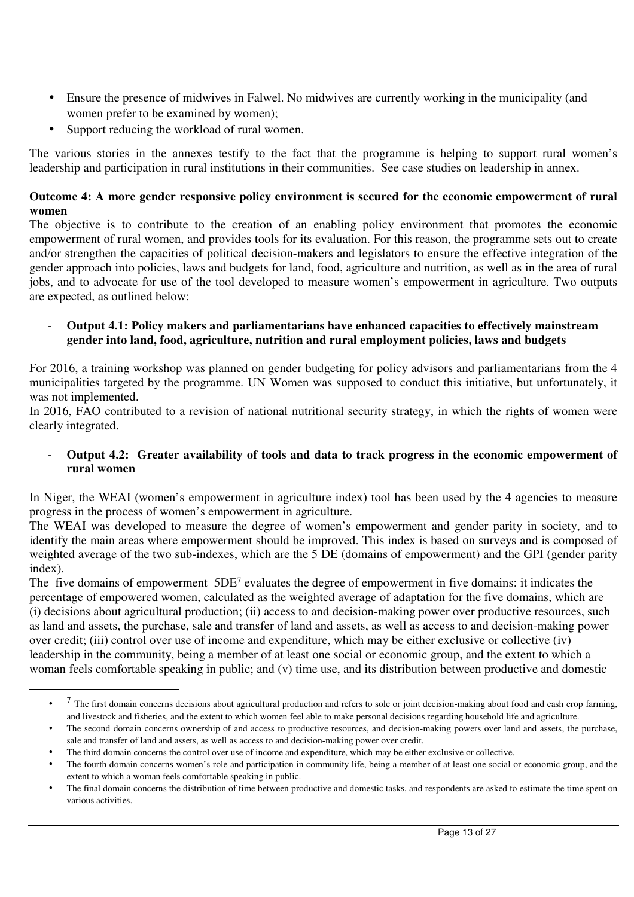- Ensure the presence of midwives in Falwel. No midwives are currently working in the municipality (and women prefer to be examined by women);
- Support reducing the workload of rural women.

The various stories in the annexes testify to the fact that the programme is helping to support rural women's leadership and participation in rural institutions in their communities. See case studies on leadership in annex.

**Outcome 4: A more gender responsive policy environment is secured for the economic empowerment of rural women**

The objective is to contribute to the creation of an enabling policy environment that promotes the economic empowerment of rural women, and provides tools for its evaluation. For this reason, the programme sets out to create and/or strengthen the capacities of political decision-makers and legislators to ensure the effective integration of the gender approach into policies, laws and budgets for land, food, agriculture and nutrition, as well as in the area of rural jobs, and to advocate for use of the tool developed to measure women's empowerment in agriculture. Two outputs are expected, as outlined below:

- **Output 4.1: Policy makers and parliamentarians have enhanced capacities to effectively mainstream gender into land, food, agriculture, nutrition and rural employment policies, laws and budgets**

For 2016, a training workshop was planned on gender budgeting for policy advisors and parliamentarians from the 4 municipalities targeted by the programme. UN Women was supposed to conduct this initiative, but unfortunately, it was not implemented.

In 2016, FAO contributed to a revision of national nutritional security strategy, in which the rights of women were clearly integrated.

- **Output 4.2: Greater availability of tools and data to track progress in the economic empowerment of rural women**

In Niger, the WEAI (women's empowerment in agriculture index) tool has been used by the 4 agencies to measure progress in the process of women's empowerment in agriculture.

The WEAI was developed to measure the degree of women's empowerment and gender parity in society, and to identify the main areas where empowerment should be improved. This index is based on surveys and is composed of weighted average of the two sub-indexes, which are the 5 DE (domains of empowerment) and the GPI (gender parity index).

The five domains of empowerment 5DE[7] evaluates the degree of empowerment in five domains: it indicates the percentage of empowered women, calculated as the weighted average of adaptation for the five domains, which are (i) decisions about agricultural production; (ii) access to and decision-making power over productive resources, such as land and assets, the purchase, sale and transfer of land and assets, as well as access to and decision-making power over credit; (iii) control over use of income and expenditure, which may be either exclusive or collective (iv) leadership in the community, being a member of at least one social or economic group, and the extent to which a woman feels comfortable speaking in public; and (v) time use, and its distribution between productive and domestic

---

- [7] The first domain concerns decisions about agricultural production and refers to sole or joint decision-making about food and cash crop farming, and livestock and fisheries, and the extent to which women feel able to make personal decisions regarding household life and agriculture.
- The second domain concerns ownership of and access to productive resources, and decision-making powers over land and assets, the purchase, sale and transfer of land and assets, as well as access to and decision-making power over credit.
- The third domain concerns the control over use of income and expenditure, which may be either exclusive or collective.
- The fourth domain concerns women's role and participation in community life, being a member of at least one social or economic group, and the extent to which a woman feels comfortable speaking in public.
- The final domain concerns the distribution of time between productive and domestic tasks, and respondents are asked to estimate the time spent on various activities.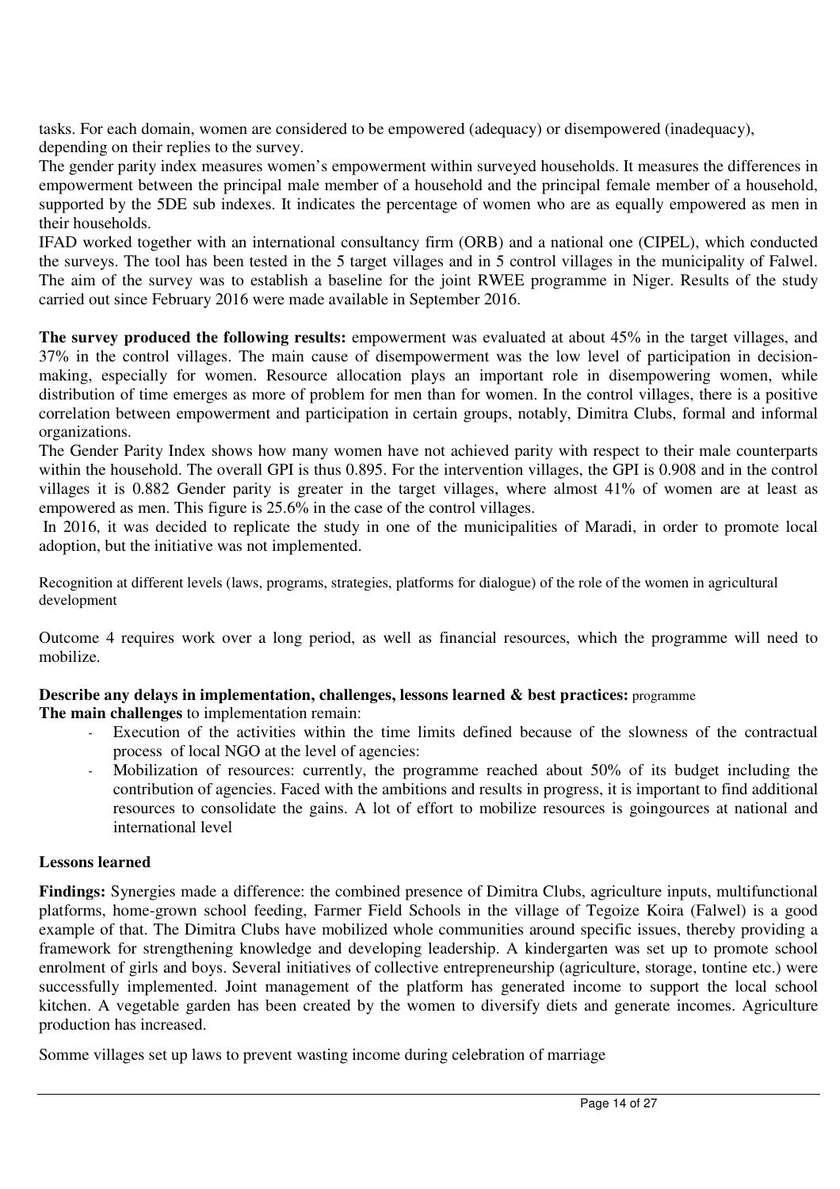tasks. For each domain, women are considered to be empowered (adequacy) or disempowered (inadequacy), depending on their replies to the survey.

The gender parity index measures women's empowerment within surveyed households. It measures the differences in empowerment between the principal male member of a household and the principal female member of a household, supported by the 5DE sub indexes. It indicates the percentage of women who are as equally empowered as men in their households.

IFAD worked together with an international consultancy firm (ORB) and a national one (CIPEL), which conducted the surveys. The tool has been tested in the 5 target villages and in 5 control villages in the municipality of Falwel. The aim of the survey was to establish a baseline for the joint RWEE programme in Niger. Results of the study carried out since February 2016 were made available in September 2016.

**The survey produced the following results:** empowerment was evaluated at about 45% in the target villages, and 37% in the control villages. The main cause of disempowerment was the low level of participation in decision-making, especially for women. Resource allocation plays an important role in disempowering women, while distribution of time emerges as more of problem for men than for women. In the control villages, there is a positive correlation between empowerment and participation in certain groups, notably, Dimitra Clubs, formal and informal organizations.

The Gender Parity Index shows how many women have not achieved parity with respect to their male counterparts within the household. The overall GPI is thus 0.895. For the intervention villages, the GPI is 0.908 and in the control villages it is 0.882 Gender parity is greater in the target villages, where almost 41% of women are at least as empowered as men. This figure is 25.6% in the case of the control villages.

In 2016, it was decided to replicate the study in one of the municipalities of Maradi, in order to promote local adoption, but the initiative was not implemented.

Recognition at different levels (laws, programs, strategies, platforms for dialogue) of the role of the women in agricultural development

Outcome 4 requires work over a long period, as well as financial resources, which the programme will need to mobilize.

**Describe any delays in implementation, challenges, lessons learned & best practices:** programme

**The main challenges** to implementation remain:

- Execution of the activities within the time limits defined because of the slowness of the contractual process of local NGO at the level of agencies:
- Mobilization of resources: currently, the programme reached about 50% of its budget including the contribution of agencies. Faced with the ambitions and results in progress, it is important to find additional resources to consolidate the gains. A lot of effort to mobilize resources is goingources at national and international level

**Lessons learned**

**Findings:** Synergies made a difference: the combined presence of Dimitra Clubs, agriculture inputs, multifunctional platforms, home-grown school feeding, Farmer Field Schools in the village of Tegoize Koira (Falwel) is a good example of that. The Dimitra Clubs have mobilized whole communities around specific issues, thereby providing a framework for strengthening knowledge and developing leadership. A kindergarten was set up to promote school enrolment of girls and boys. Several initiatives of collective entrepreneurship (agriculture, storage, tontine etc.) were successfully implemented. Joint management of the platform has generated income to support the local school kitchen. A vegetable garden has been created by the women to diversify diets and generate incomes. Agriculture production has increased.

Somme villages set up laws to prevent wasting income during celebration of marriage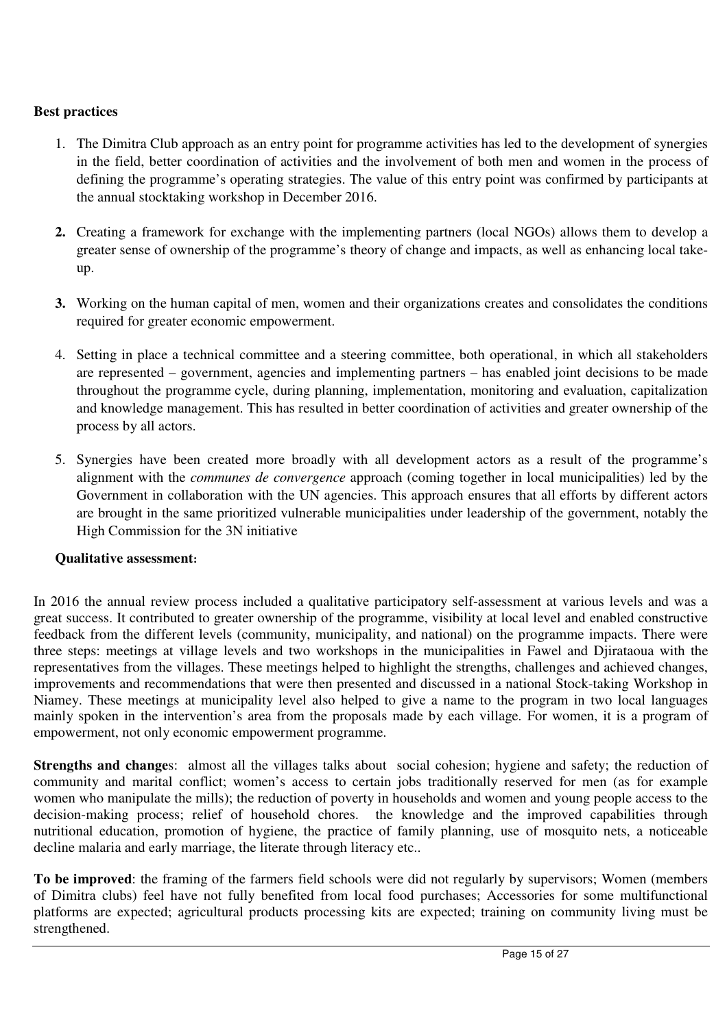**Best practices**

1. The Dimitra Club approach as an entry point for programme activities has led to the development of synergies in the field, better coordination of activities and the involvement of both men and women in the process of defining the programme's operating strategies. The value of this entry point was confirmed by participants at the annual stocktaking workshop in December 2016.

2. Creating a framework for exchange with the implementing partners (local NGOs) allows them to develop a greater sense of ownership of the programme's theory of change and impacts, as well as enhancing local take-up.

3. Working on the human capital of men, women and their organizations creates and consolidates the conditions required for greater economic empowerment.

4. Setting in place a technical committee and a steering committee, both operational, in which all stakeholders are represented – government, agencies and implementing partners – has enabled joint decisions to be made throughout the programme cycle, during planning, implementation, monitoring and evaluation, capitalization and knowledge management. This has resulted in better coordination of activities and greater ownership of the process by all actors.

5. Synergies have been created more broadly with all development actors as a result of the programme's alignment with the *communes de convergence* approach (coming together in local municipalities) led by the Government in collaboration with the UN agencies. This approach ensures that all efforts by different actors are brought in the same prioritized vulnerable municipalities under leadership of the government, notably the High Commission for the 3N initiative

**Qualitative assessment:**

In 2016 the annual review process included a qualitative participatory self-assessment at various levels and was a great success. It contributed to greater ownership of the programme, visibility at local level and enabled constructive feedback from the different levels (community, municipality, and national) on the programme impacts. There were three steps: meetings at village levels and two workshops in the municipalities in Fawel and Djirataoua with the representatives from the villages. These meetings helped to highlight the strengths, challenges and achieved changes, improvements and recommendations that were then presented and discussed in a national Stock-taking Workshop in Niamey. These meetings at municipality level also helped to give a name to the program in two local languages mainly spoken in the intervention's area from the proposals made by each village. For women, it is a program of empowerment, not only economic empowerment programme.

**Strengths and changes**: almost all the villages talks about social cohesion; hygiene and safety; the reduction of community and marital conflict; women's access to certain jobs traditionally reserved for men (as for example women who manipulate the mills); the reduction of poverty in households and women and young people access to the decision-making process; relief of household chores. the knowledge and the improved capabilities through nutritional education, promotion of hygiene, the practice of family planning, use of mosquito nets, a noticeable decline malaria and early marriage, the literate through literacy etc..

**To be improved**: the framing of the farmers field schools were did not regularly by supervisors; Women (members of Dimitra clubs) feel have not fully benefited from local food purchases; Accessories for some multifunctional platforms are expected; agricultural products processing kits are expected; training on community living must be strengthened.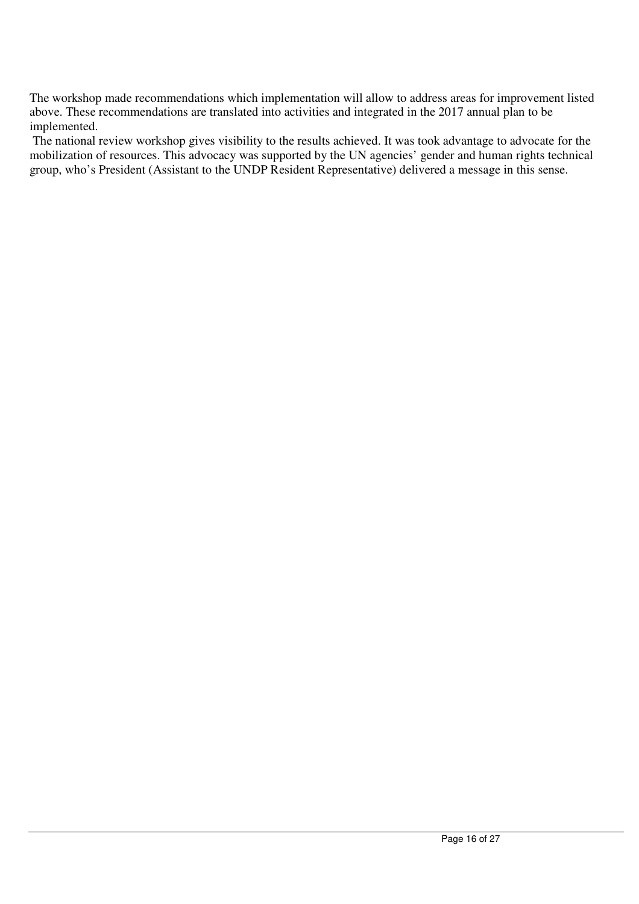The workshop made recommendations which implementation will allow to address areas for improvement listed above. These recommendations are translated into activities and integrated in the 2017 annual plan to be implemented.

The national review workshop gives visibility to the results achieved. It was took advantage to advocate for the mobilization of resources. This advocacy was supported by the UN agencies' gender and human rights technical group, who's President (Assistant to the UNDP Resident Representative) delivered a message in this sense.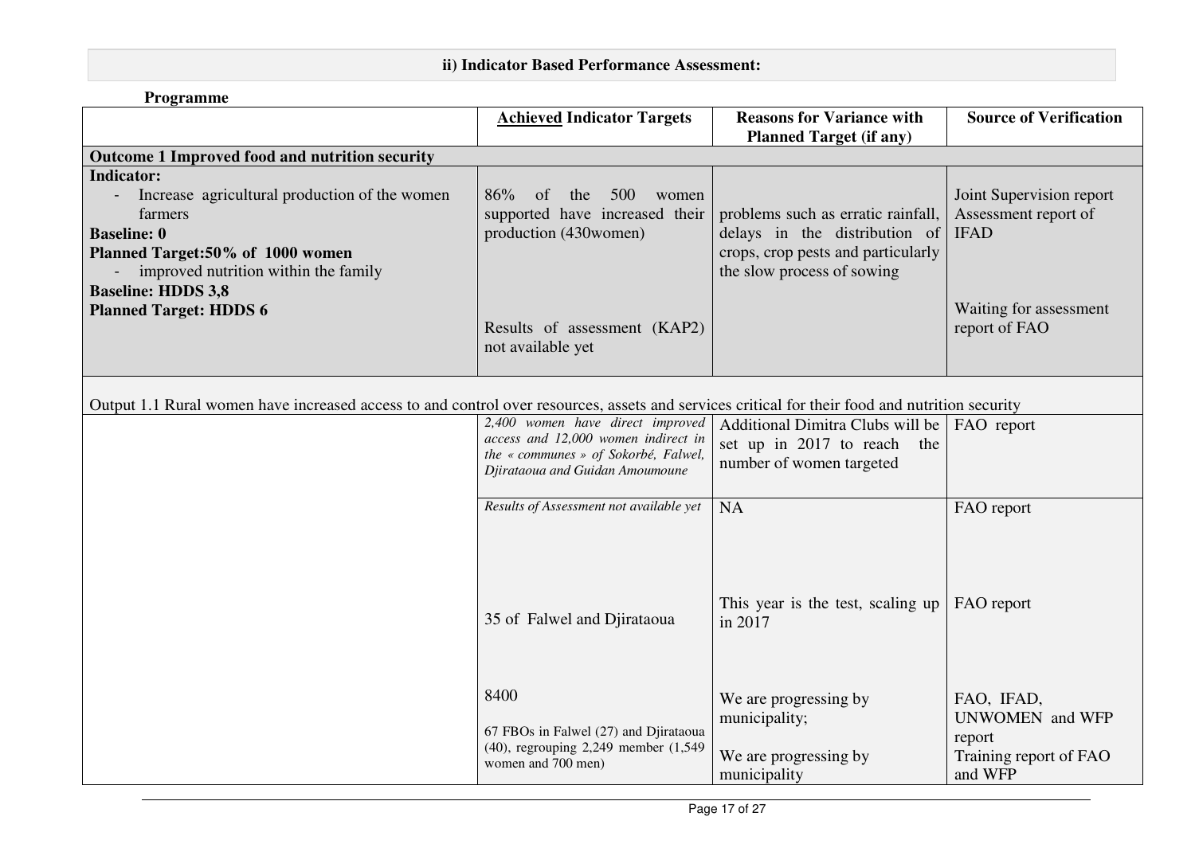## ii) Indicator Based Performance Assessment:

**Programme**

| | **<u>Achieved</u> Indicator Targets** | **Reasons for Variance with Planned Target (if any)** | **Source of Verification** |
|---|---|---|---|
| **Outcome 1 Improved food and nutrition security** | | | |
| **Indicator:**<br>- Increase agricultural production of the women farmers<br>**Baseline: 0**<br>**Planned Target:50% of 1000 women**<br>- improved nutrition within the family<br>**Baseline: HDDS 3,8**<br>**Planned Target: HDDS 6** | 86% of the 500 women supported have increased their production (430women)<br><br>Results of assessment (KAP2) not available yet | problems such as erratic rainfall, delays in the distribution of crops, crop pests and particularly the slow process of sowing | Joint Supervision report Assessment report of IFAD<br><br>Waiting for assessment report of FAO |
| Output 1.1 Rural women have increased access to and control over resources, assets and services critical for their food and nutrition security | | | |
| | *2,400 women have direct improved access and 12,000 women indirect in the « communes » of Sokorbé, Falwel, Djirataoua and Guidan Amoumoune* | Additional Dimitra Clubs will be set up in 2017 to reach the number of women targeted | FAO report |
| | *Results of Assessment not available yet* | NA | FAO report |
| | 35 of Falwel and Djirataoua | This year is the test, scaling up in 2017 | FAO report |
| | 8400<br><br>67 FBOs in Falwel (27) and Djirataoua (40), regrouping 2,249 member (1,549 women and 700 men) | We are progressing by municipality;<br><br>We are progressing by municipality | FAO, IFAD, UNWOMEN and WFP report<br>Training report of FAO and WFP |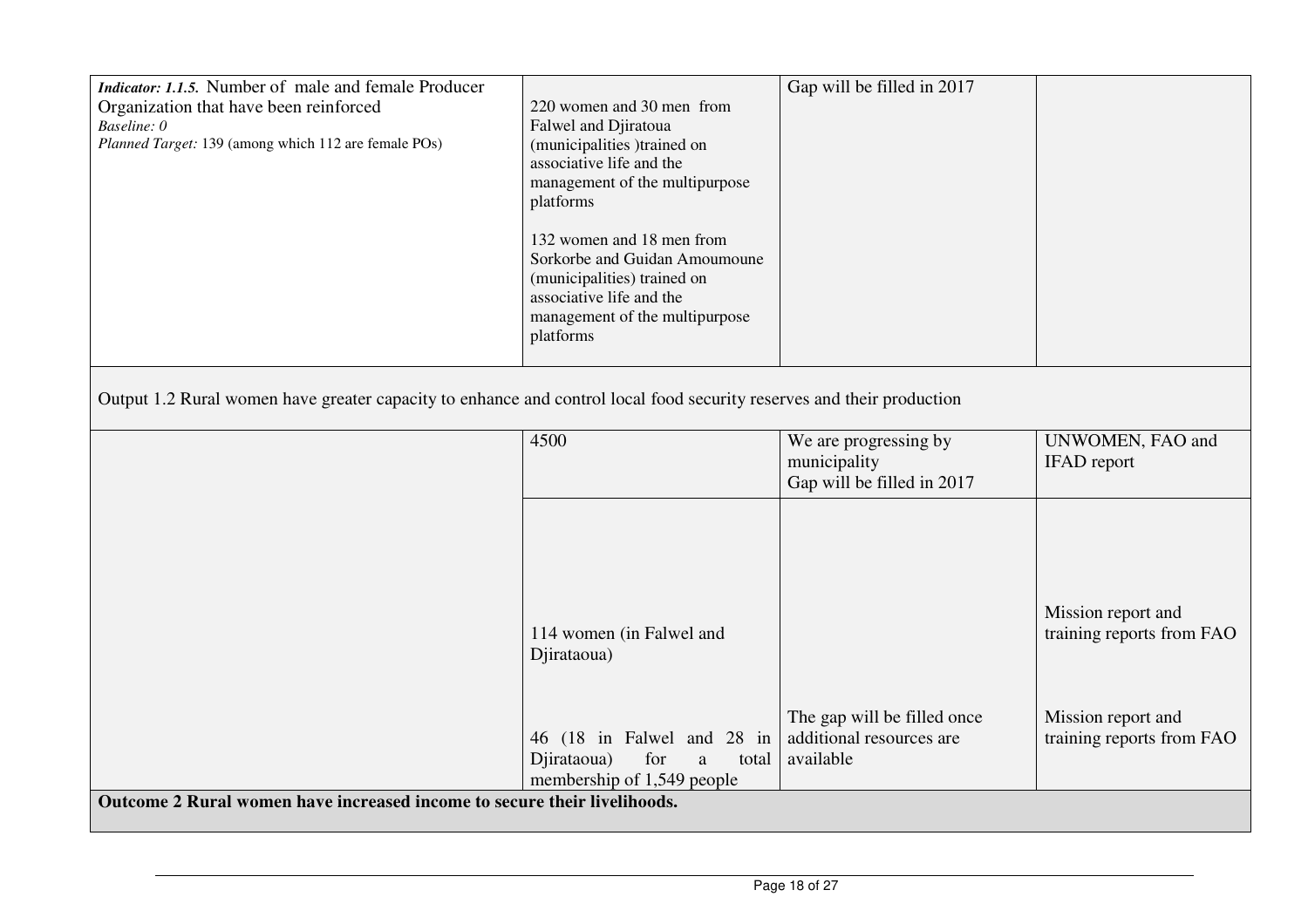| | | | |
|---|---|---|---|
| ***Indicator: 1.1.5.*** Number of male and female Producer Organization that have been reinforced<br>*Baseline: 0*<br>*Planned Target:* 139 (among which 112 are female POs) | 220 women and 30 men from Falwel and Djiratoua (municipalities )trained on associative life and the management of the multipurpose platforms<br><br>132 women and 18 men from Sorkorbe and Guidan Amoumoune (municipalities) trained on associative life and the management of the multipurpose platforms | Gap will be filled in 2017 | |
| Output 1.2 Rural women have greater capacity to enhance and control local food security reserves and their production | | | |
| | 4500 | We are progressing by municipality<br>Gap will be filled in 2017 | UNWOMEN, FAO and IFAD report |
| | 114 women (in Falwel and Djirataoua) | | Mission report and training reports from FAO |
| | 46 (18 in Falwel and 28 in Djirataoua) for a total membership of 1,549 people | The gap will be filled once additional resources are available | Mission report and training reports from FAO |
| **Outcome 2 Rural women have increased income to secure their livelihoods.** | | | |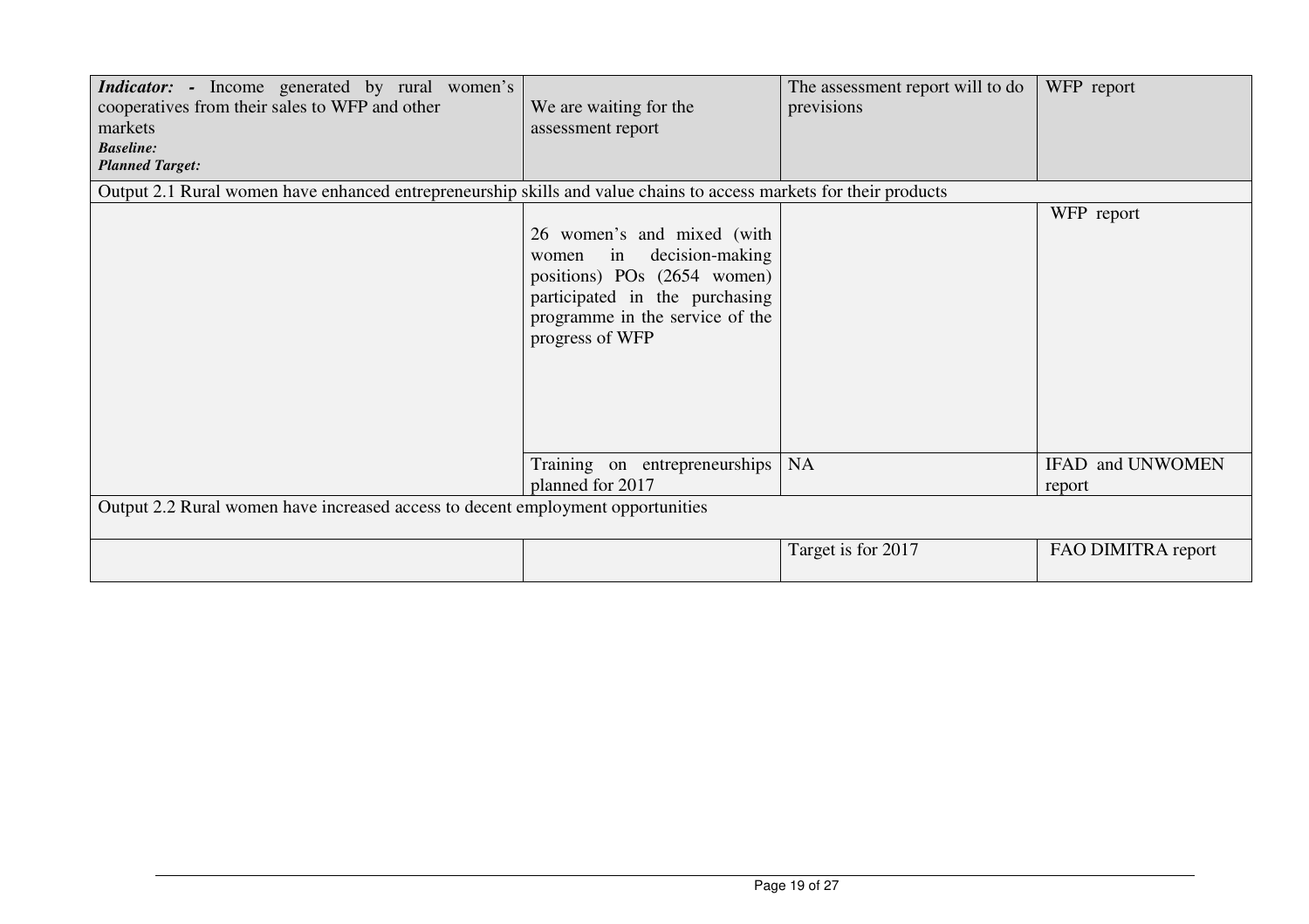| | | | |
|---|---|---|---|
| ***Indicator:* -** Income generated by rural women's cooperatives from their sales to WFP and other markets<br>***Baseline:***<br>***Planned Target:*** | We are waiting for the assessment report | The assessment report will to do previsions | WFP report |
| Output 2.1 Rural women have enhanced entrepreneurship skills and value chains to access markets for their products | | | |
| | 26 women's and mixed (with women in decision-making positions) POs (2654 women) participated in the purchasing programme in the service of the progress of WFP | | WFP report |
| | Training on entrepreneurships planned for 2017 | NA | IFAD and UNWOMEN report |
| Output 2.2 Rural women have increased access to decent employment opportunities | | | |
| | | Target is for 2017 | FAO DIMITRA report |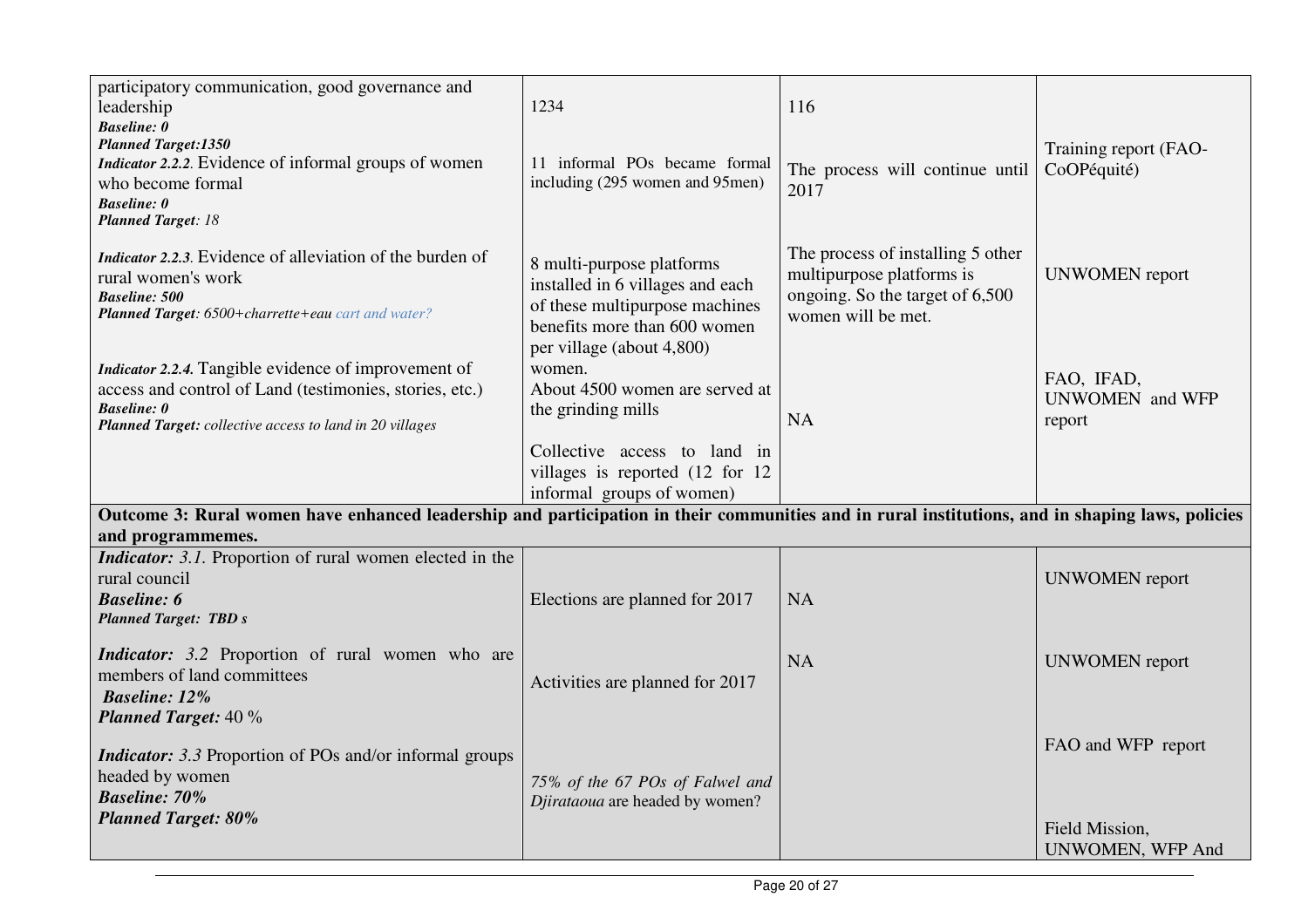| | | | |
|---|---|---|---|
| participatory communication, good governance and leadership<br>***Baseline: 0***<br>***Planned Target:1350*** | 1234 | 116 | |
| ***Indicator 2.2.2.*** Evidence of informal groups of women who become formal<br>***Baseline: 0***<br>***Planned Target**: 18* | 11 informal POs became formal including (295 women and 95men) | The process will continue until 2017 | Training report (FAO-CoOPéquité) |
| ***Indicator 2.2.3.*** Evidence of alleviation of the burden of rural women's work<br>***Baseline: 500***<br>***Planned Target**: 6500+charrette+eau cart and water?* | 8 multi-purpose platforms installed in 6 villages and each of these multipurpose machines benefits more than 600 women per village (about 4,800) women.<br>About 4500 women are served at the grinding mills | The process of installing 5 other multipurpose platforms is ongoing. So the target of 6,500 women will be met. | UNWOMEN report |
| ***Indicator 2.2.4.*** Tangible evidence of improvement of access and control of Land (testimonies, stories, etc.)<br>***Baseline: 0***<br>***Planned Target:** collective access to land in 20 villages* | Collective access to land in villages is reported (12 for 12 informal groups of women) | NA | FAO, IFAD, UNWOMEN and WFP report |
| **Outcome 3: Rural women have enhanced leadership and participation in their communities and in rural institutions, and in shaping laws, policies and programmemes.** | | | |
| ***Indicator:** 3.1.* Proportion of rural women elected in the rural council<br>***Baseline: 6***<br>***Planned Target: TBD s*** | Elections are planned for 2017 | NA | UNWOMEN report |
| ***Indicator:** 3.2* Proportion of rural women who are members of land committees<br>***Baseline: 12%***<br>***Planned Target:** 40 %* | Activities are planned for 2017 | NA | UNWOMEN report |
| ***Indicator:** 3.3* Proportion of POs and/or informal groups headed by women<br>***Baseline: 70%***<br>***Planned Target: 80%*** | *75% of the 67 POs of Falwel and Djirataoua* are headed by women? | | FAO and WFP report<br><br>Field Mission, UNWOMEN, WFP And |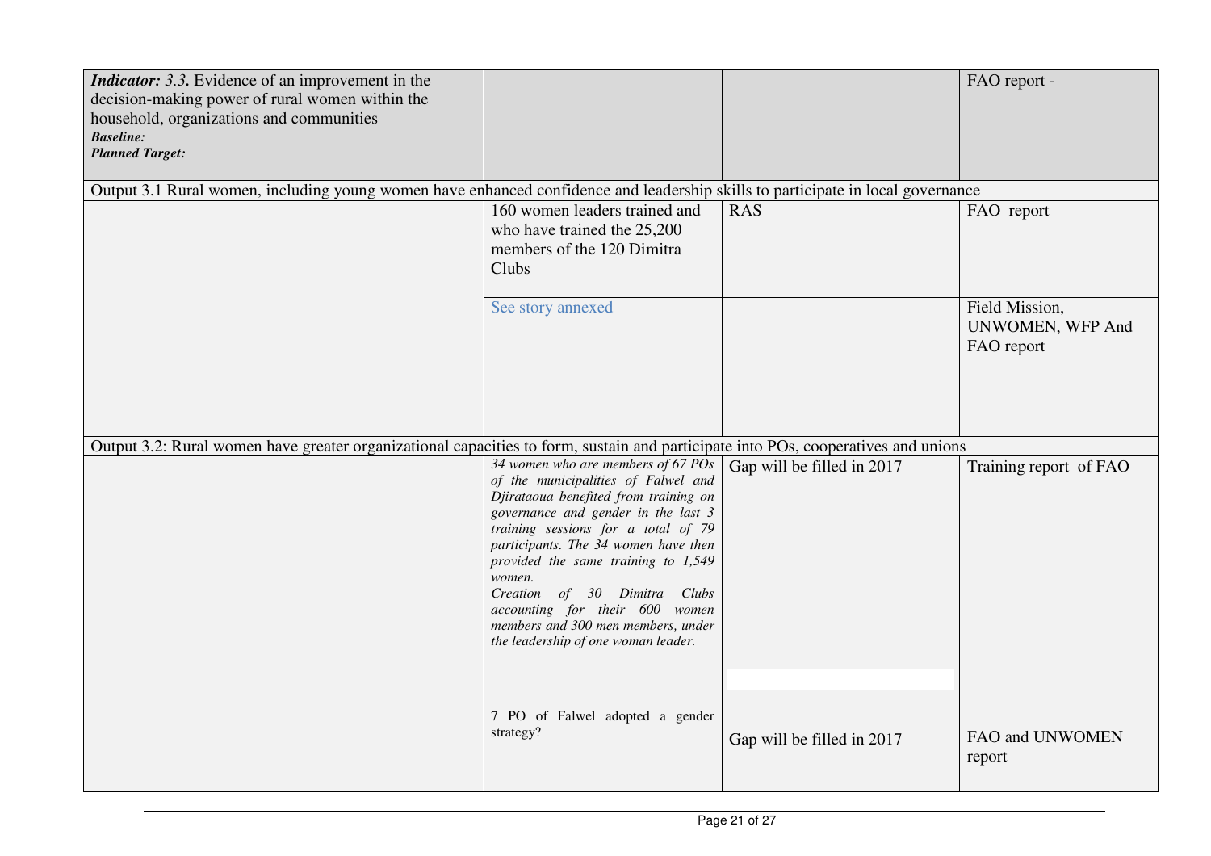| | | | |
|---|---|---|---|
| ***Indicator:*** *3.3.* Evidence of an improvement in the decision-making power of rural women within the household, organizations and communities<br>***Baseline:***<br>***Planned Target:*** | | | FAO report - |
| Output 3.1 Rural women, including young women have enhanced confidence and leadership skills to participate in local governance | | | |
| | 160 women leaders trained and who have trained the 25,200 members of the 120 Dimitra Clubs | RAS | FAO report |
| | See story annexed | | Field Mission, UNWOMEN, WFP And FAO report |
| Output 3.2: Rural women have greater organizational capacities to form, sustain and participate into POs, cooperatives and unions | | | |
| | *34 women who are members of 67 POs of the municipalities of Falwel and Djirataoua benefited from training on governance and gender in the last 3 training sessions for a total of 79 participants. The 34 women have then provided the same training to 1,549 women.*<br>*Creation of 30 Dimitra Clubs accounting for their 600 women members and 300 men members, under the leadership of one woman leader.* | Gap will be filled in 2017 | Training report of FAO |
| | 7 PO of Falwel adopted a gender strategy? | Gap will be filled in 2017 | FAO and UNWOMEN report |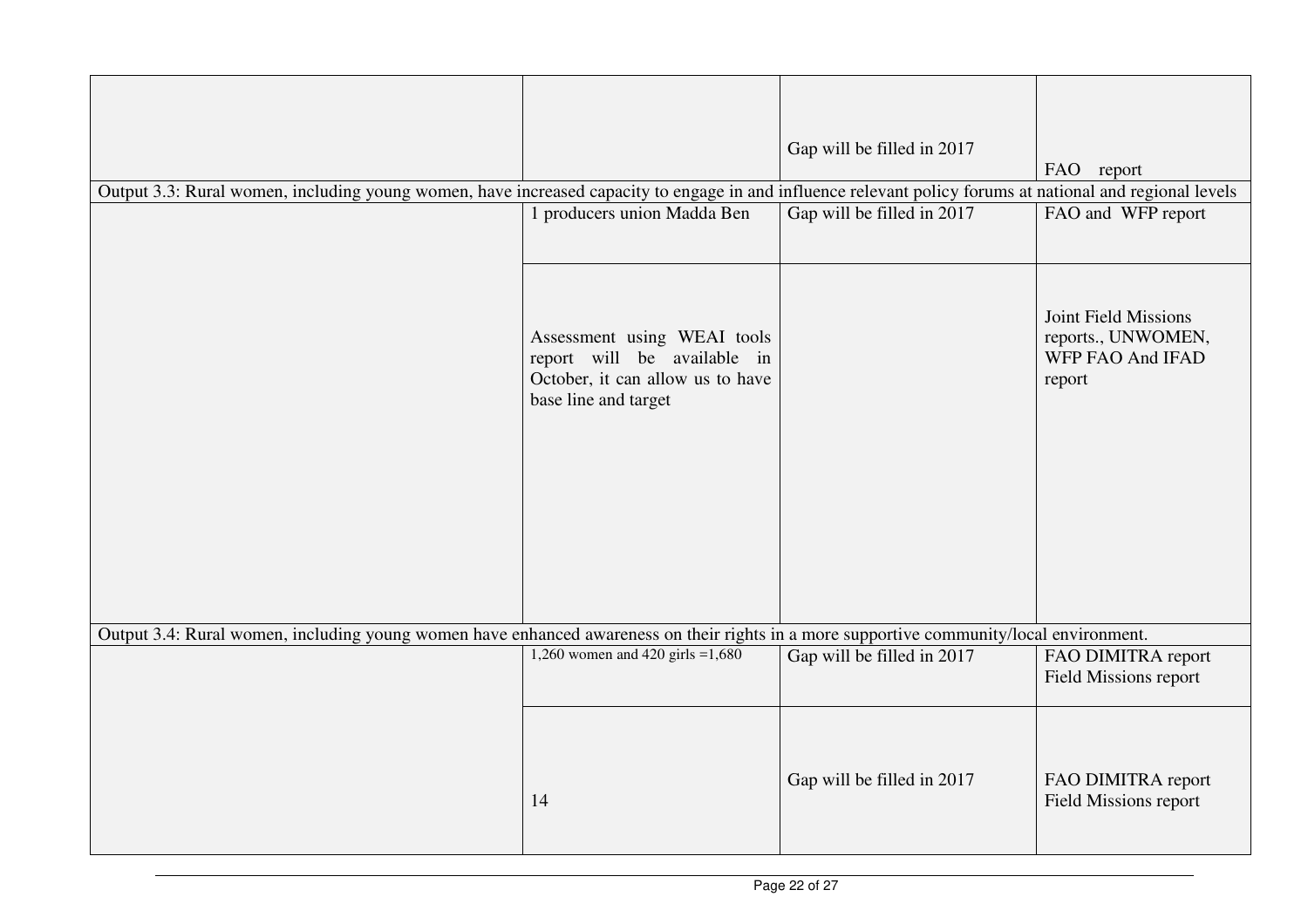| | | | |
|---|---|---|---|
| | | Gap will be filled in 2017 | FAO report |
| Output 3.3: Rural women, including young women, have increased capacity to engage in and influence relevant policy forums at national and regional levels | | | |
| | 1 producers union Madda Ben | Gap will be filled in 2017 | FAO and WFP report |
| | Assessment using WEAI tools report will be available in October, it can allow us to have base line and target | | Joint Field Missions reports., UNWOMEN, WFP FAO And IFAD report |
| Output 3.4: Rural women, including young women have enhanced awareness on their rights in a more supportive community/local environment. | | | |
| | 1,260 women and 420 girls =1,680 | Gap will be filled in 2017 | FAO DIMITRA report Field Missions report |
| | 14 | Gap will be filled in 2017 | FAO DIMITRA report Field Missions report |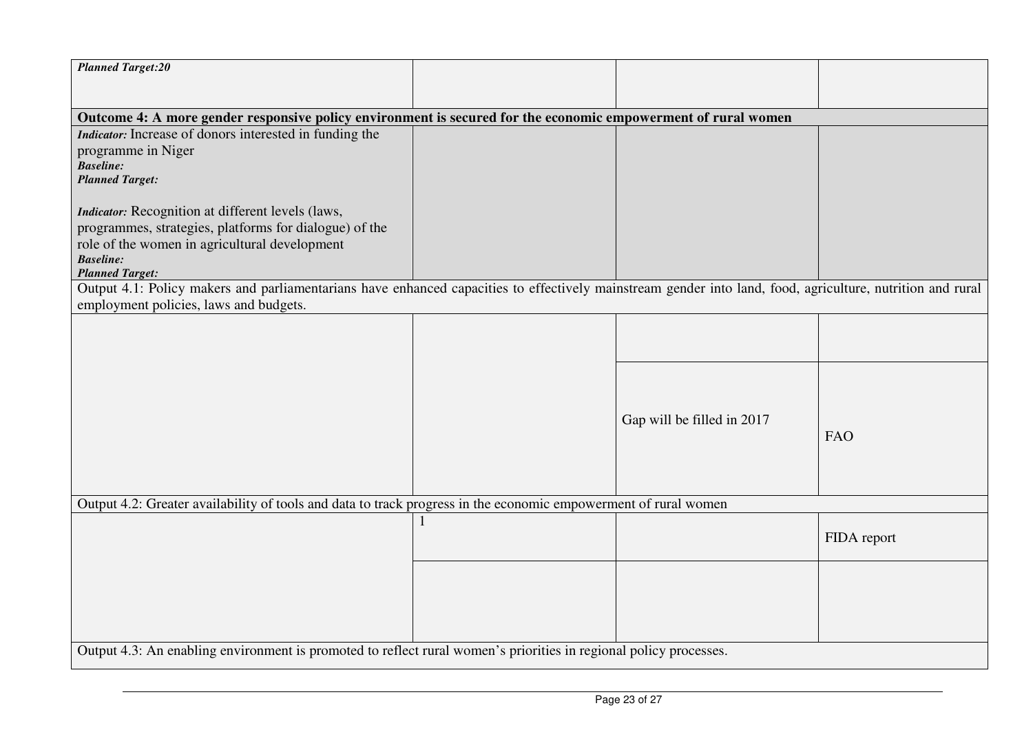| | | | |
|---|---|---|---|
| ***Planned Target:20*** | | | |
| **Outcome 4: A more gender responsive policy environment is secured for the economic empowerment of rural women** | | | |
| ***Indicator:*** Increase of donors interested in funding the programme in Niger<br>***Baseline:***<br>***Planned Target:***<br><br>***Indicator:*** Recognition at different levels (laws, programmes, strategies, platforms for dialogue) of the role of the women in agricultural development<br>***Baseline:***<br>***Planned Target:*** | | | |
| Output 4.1: Policy makers and parliamentarians have enhanced capacities to effectively mainstream gender into land, food, agriculture, nutrition and rural employment policies, laws and budgets. | | | |
| | | | |
| | | Gap will be filled in 2017 | FAO |
| Output 4.2: Greater availability of tools and data to track progress in the economic empowerment of rural women | | | |
| | 1 | | FIDA report |
| | | | |
| Output 4.3: An enabling environment is promoted to reflect rural women's priorities in regional policy processes. | | | |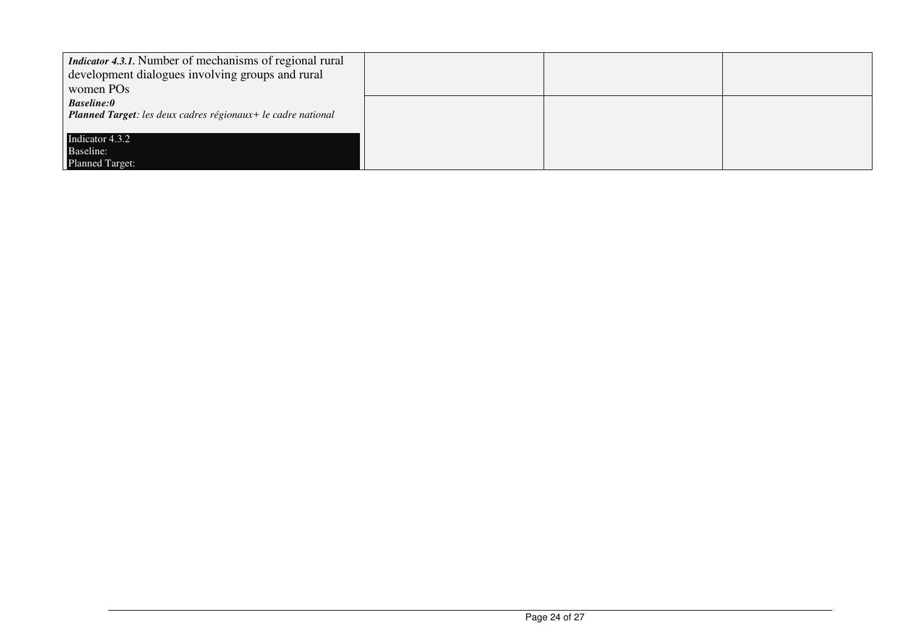| | | | |
|---|---|---|---|
| ***Indicator 4.3.1.*** Number of mechanisms of regional rural development dialogues involving groups and rural women POs<br>***Baseline:0***<br>***Planned Target**: les deux cadres régionaux+ le cadre national*<br><br>Indicator 4.3.2<br>Baseline:<br>Planned Target: | | | |
| | | | |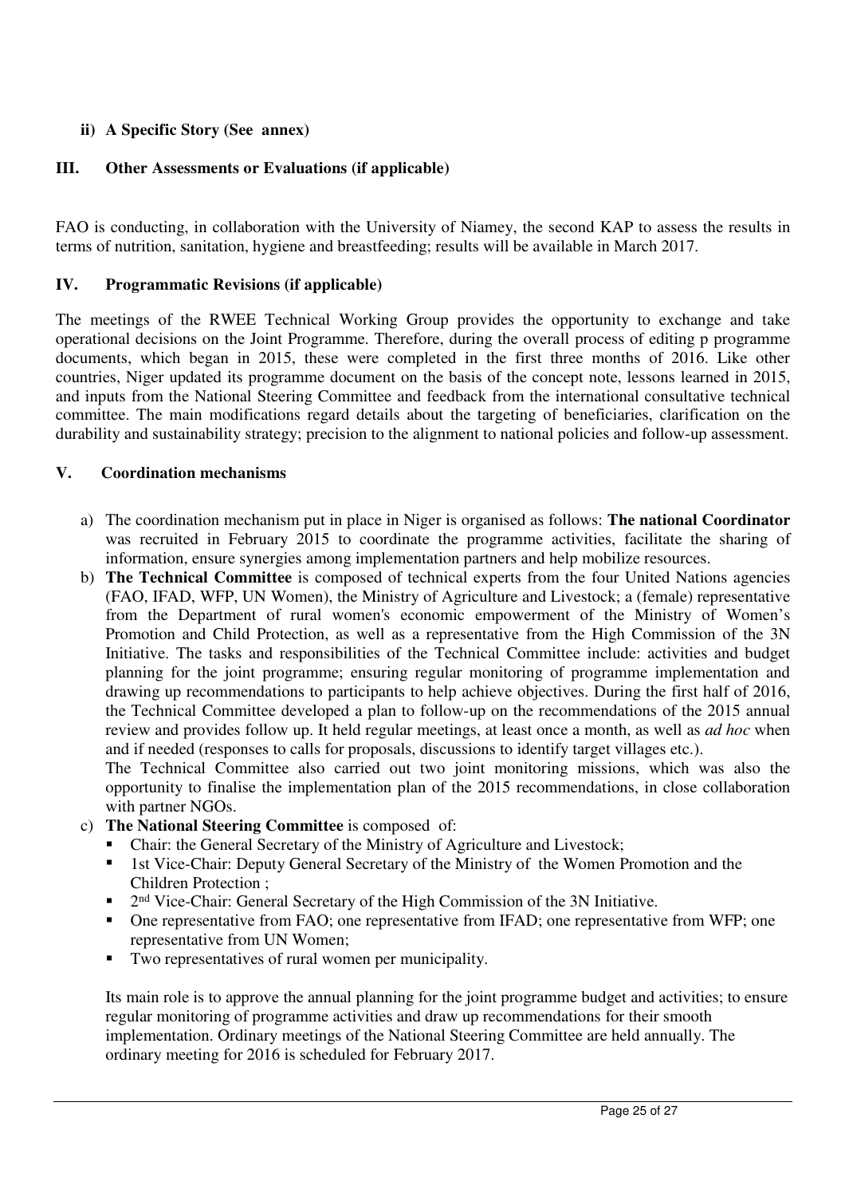**ii) A Specific Story (See annex)**

## III. Other Assessments or Evaluations (if applicable)

FAO is conducting, in collaboration with the University of Niamey, the second KAP to assess the results in terms of nutrition, sanitation, hygiene and breastfeeding; results will be available in March 2017.

## IV. Programmatic Revisions (if applicable)

The meetings of the RWEE Technical Working Group provides the opportunity to exchange and take operational decisions on the Joint Programme. Therefore, during the overall process of editing p programme documents, which began in 2015, these were completed in the first three months of 2016. Like other countries, Niger updated its programme document on the basis of the concept note, lessons learned in 2015, and inputs from the National Steering Committee and feedback from the international consultative technical committee. The main modifications regard details about the targeting of beneficiaries, clarification on the durability and sustainability strategy; precision to the alignment to national policies and follow-up assessment.

## V. Coordination mechanisms

a) The coordination mechanism put in place in Niger is organised as follows: **The national Coordinator** was recruited in February 2015 to coordinate the programme activities, facilitate the sharing of information, ensure synergies among implementation partners and help mobilize resources.

b) **The Technical Committee** is composed of technical experts from the four United Nations agencies (FAO, IFAD, WFP, UN Women), the Ministry of Agriculture and Livestock; a (female) representative from the Department of rural women's economic empowerment of the Ministry of Women's Promotion and Child Protection, as well as a representative from the High Commission of the 3N Initiative. The tasks and responsibilities of the Technical Committee include: activities and budget planning for the joint programme; ensuring regular monitoring of programme implementation and drawing up recommendations to participants to help achieve objectives. During the first half of 2016, the Technical Committee developed a plan to follow-up on the recommendations of the 2015 annual review and provides follow up. It held regular meetings, at least once a month, as well as *ad hoc* when and if needed (responses to calls for proposals, discussions to identify target villages etc.).

   The Technical Committee also carried out two joint monitoring missions, which was also the opportunity to finalise the implementation plan of the 2015 recommendations, in close collaboration with partner NGOs.

c) **The National Steering Committee** is composed of:
   - Chair: the General Secretary of the Ministry of Agriculture and Livestock;
   - 1st Vice-Chair: Deputy General Secretary of the Ministry of the Women Promotion and the Children Protection ;
   - 2nd Vice-Chair: General Secretary of the High Commission of the 3N Initiative.
   - One representative from FAO; one representative from IFAD; one representative from WFP; one representative from UN Women;
   - Two representatives of rural women per municipality.

   Its main role is to approve the annual planning for the joint programme budget and activities; to ensure regular monitoring of programme activities and draw up recommendations for their smooth implementation. Ordinary meetings of the National Steering Committee are held annually. The ordinary meeting for 2016 is scheduled for February 2017.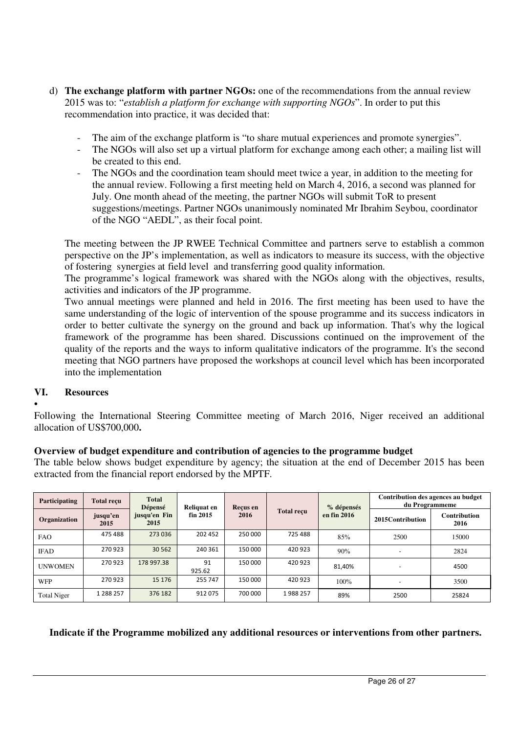d) **The exchange platform with partner NGOs:** one of the recommendations from the annual review 2015 was to: "*establish a platform for exchange with supporting NGOs*". In order to put this recommendation into practice, it was decided that:

- The aim of the exchange platform is "to share mutual experiences and promote synergies".
- The NGOs will also set up a virtual platform for exchange among each other; a mailing list will be created to this end.
- The NGOs and the coordination team should meet twice a year, in addition to the meeting for the annual review. Following a first meeting held on March 4, 2016, a second was planned for July. One month ahead of the meeting, the partner NGOs will submit ToR to present suggestions/meetings. Partner NGOs unanimously nominated Mr Ibrahim Seybou, coordinator of the NGO "AEDL", as their focal point.

The meeting between the JP RWEE Technical Committee and partners serve to establish a common perspective on the JP's implementation, as well as indicators to measure its success, with the objective of fostering synergies at field level and transferring good quality information.

The programme's logical framework was shared with the NGOs along with the objectives, results, activities and indicators of the JP programme.

Two annual meetings were planned and held in 2016. The first meeting has been used to have the same understanding of the logic of intervention of the spouse programme and its success indicators in order to better cultivate the synergy on the ground and back up information. That's why the logical framework of the programme has been shared. Discussions continued on the improvement of the quality of the reports and the ways to inform qualitative indicators of the programme. It's the second meeting that NGO partners have proposed the workshops at council level which has been incorporated into the implementation

## VI. Resources

•

Following the International Steering Committee meeting of March 2016, Niger received an additional allocation of US$700,000**.**

**Overview of budget expenditure and contribution of agencies to the programme budget**

The table below shows budget expenditure by agency; the situation at the end of December 2015 has been extracted from the financial report endorsed by the MPTF.

| Participating | Total reçu | Total Dépensé | Reliquat en fin 2015 | Reçus en 2016 | Total reçu | % dépensés en fin 2016 | Contribution des agences au budget du Programmeme | |
|---|---|---|---|---|---|---|---|---|
| Organization | jusqu'en 2015 | jusqu'en Fin 2015 | | | | | 2015Contribution | Contribution 2016 |
| FAO | 475 488 | 273 036 | 202 452 | 250 000 | 725 488 | 85% | 2500 | 15000 |
| IFAD | 270 923 | 30 562 | 240 361 | 150 000 | 420 923 | 90% | - | 2824 |
| UNWOMEN | 270 923 | 178 997.38 | 91 925.62 | 150 000 | 420 923 | 81,40% | - | 4500 |
| WFP | 270 923 | 15 176 | 255 747 | 150 000 | 420 923 | 100% | - | 3500 |
| Total Niger | 1 288 257 | 376 182 | 912 075 | 700 000 | 1 988 257 | 89% | 2500 | 25824 |

**Indicate if the Programme mobilized any additional resources or interventions from other partners.**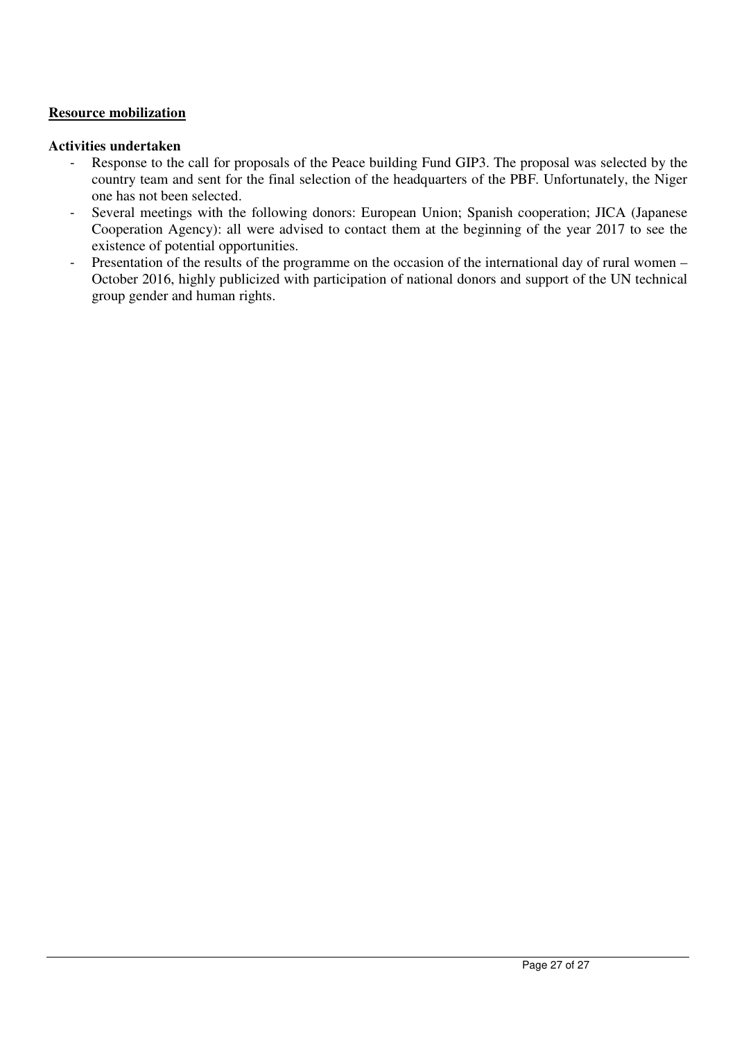**Resource mobilization**

**Activities undertaken**

- Response to the call for proposals of the Peace building Fund GIP3. The proposal was selected by the country team and sent for the final selection of the headquarters of the PBF. Unfortunately, the Niger one has not been selected.
- Several meetings with the following donors: European Union; Spanish cooperation; JICA (Japanese Cooperation Agency): all were advised to contact them at the beginning of the year 2017 to see the existence of potential opportunities.
- Presentation of the results of the programme on the occasion of the international day of rural women – October 2016, highly publicized with participation of national donors and support of the UN technical group gender and human rights.